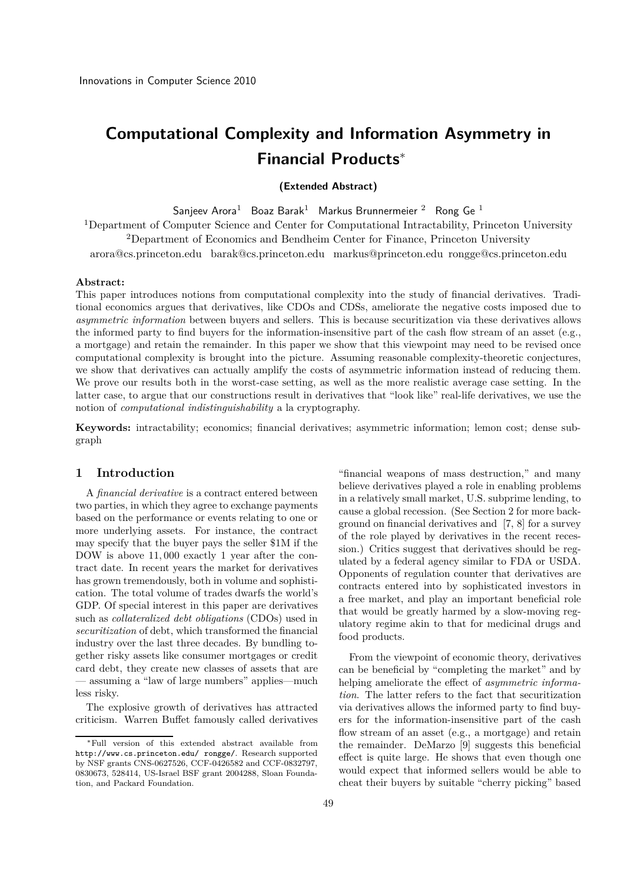# Computational Complexity and Information Asymmetry in Financial Products*

**(Extended Abstract)**

Sanjeev Arora[1] Boaz Barak[1] Markus Brunnermeier[2] Rong Ge[1]

[1]Department of Computer Science and Center for Computational Intractability, Princeton University
[2]Department of Economics and Bendheim Center for Finance, Princeton University
arora@cs.princeton.edu barak@cs.princeton.edu markus@princeton.edu rongge@cs.princeton.edu

**Abstract:**
This paper introduces notions from computational complexity into the study of financial derivatives. Traditional economics argues that derivatives, like CDOs and CDSs, ameliorate the negative costs imposed due to *asymmetric information* between buyers and sellers. This is because securitization via these derivatives allows the informed party to find buyers for the information-insensitive part of the cash flow stream of an asset (e.g., a mortgage) and retain the remainder. In this paper we show that this viewpoint may need to be revised once computational complexity is brought into the picture. Assuming reasonable complexity-theoretic conjectures, we show that derivatives can actually amplify the costs of asymmetric information instead of reducing them. We prove our results both in the worst-case setting, as well as the more realistic average case setting. In the latter case, to argue that our constructions result in derivatives that "look like" real-life derivatives, we use the notion of *computational indistinguishability* a la cryptography.

**Keywords:** intractability; economics; financial derivatives; asymmetric information; lemon cost; dense subgraph

## 1 Introduction

A *financial derivative* is a contract entered between two parties, in which they agree to exchange payments based on the performance or events relating to one or more underlying assets. For instance, the contract may specify that the buyer pays the seller \$1M if the DOW is above 11,000 exactly 1 year after the contract date. In recent years the market for derivatives has grown tremendously, both in volume and sophistication. The total volume of trades dwarfs the world's GDP. Of special interest in this paper are derivatives such as *collateralized debt obligations* (CDOs) used in *securitization* of debt, which transformed the financial industry over the last three decades. By bundling together risky assets like consumer mortgages or credit card debt, they create new classes of assets that are — assuming a "law of large numbers" applies—much less risky.

The explosive growth of derivatives has attracted criticism. Warren Buffet famously called derivatives "financial weapons of mass destruction," and many believe derivatives played a role in enabling problems in a relatively small market, U.S. subprime lending, to cause a global recession. (See Section 2 for more background on financial derivatives and [7, 8] for a survey of the role played by derivatives in the recent recession.) Critics suggest that derivatives should be regulated by a federal agency similar to FDA or USDA. Opponents of regulation counter that derivatives are contracts entered into by sophisticated investors in a free market, and play an important beneficial role that would be greatly harmed by a slow-moving regulatory regime akin to that for medicinal drugs and food products.

From the viewpoint of economic theory, derivatives can be beneficial by "completing the market" and by helping ameliorate the effect of *asymmetric information*. The latter refers to the fact that securitization via derivatives allows the informed party to find buyers for the information-insensitive part of the cash flow stream of an asset (e.g., a mortgage) and retain the remainder. DeMarzo [9] suggests this beneficial effect is quite large. He shows that even though one would expect that informed sellers would be able to cheat their buyers by suitable "cherry picking" based

*Full version of this extended abstract available from http://www.cs.princeton.edu/ rongge/. Research supported by NSF grants CNS-0627526, CCF-0426582 and CCF-0832797, 0830673, 528414, US-Israel BSF grant 2004288, Sloan Foundation, and Packard Foundation.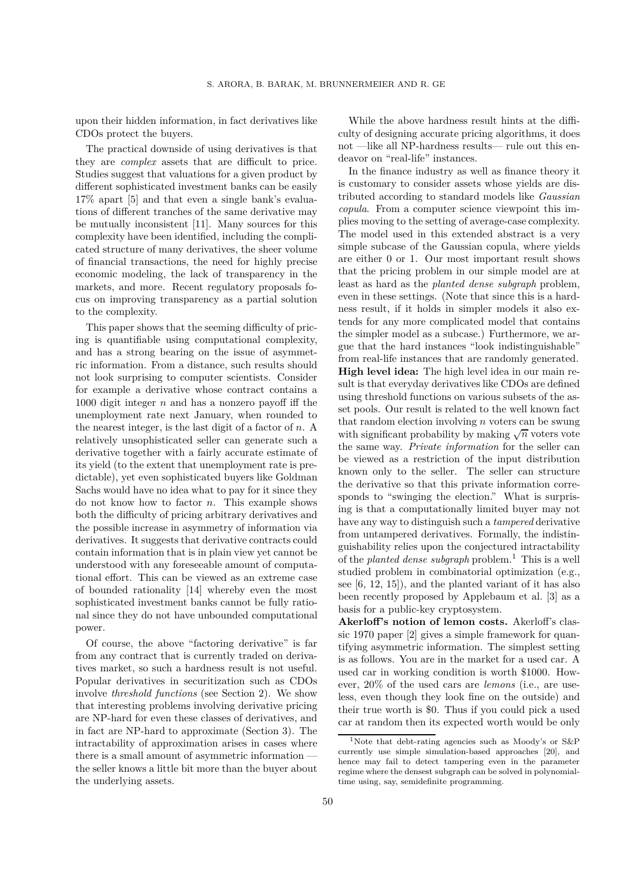upon their hidden information, in fact derivatives like CDOs protect the buyers.

The practical downside of using derivatives is that they are *complex* assets that are difficult to price. Studies suggest that valuations for a given product by different sophisticated investment banks can be easily 17% apart [5] and that even a single bank's evaluations of different tranches of the same derivative may be mutually inconsistent [11]. Many sources for this complexity have been identified, including the complicated structure of many derivatives, the sheer volume of financial transactions, the need for highly precise economic modeling, the lack of transparency in the markets, and more. Recent regulatory proposals focus on improving transparency as a partial solution to the complexity.

This paper shows that the seeming difficulty of pricing is quantifiable using computational complexity, and has a strong bearing on the issue of asymmetric information. From a distance, such results should not look surprising to computer scientists. Consider for example a derivative whose contract contains a 1000 digit integer $n$ and has a nonzero payoff iff the unemployment rate next January, when rounded to the nearest integer, is the last digit of a factor of $n$. A relatively unsophisticated seller can generate such a derivative together with a fairly accurate estimate of its yield (to the extent that unemployment rate is predictable), yet even sophisticated buyers like Goldman Sachs would have no idea what to pay for it since they do not know how to factor $n$. This example shows both the difficulty of pricing arbitrary derivatives and the possible increase in asymmetry of information via derivatives. It suggests that derivative contracts could contain information that is in plain view yet cannot be understood with any foreseeable amount of computational effort. This can be viewed as an extreme case of bounded rationality [14] whereby even the most sophisticated investment banks cannot be fully rational since they do not have unbounded computational power.

Of course, the above "factoring derivative" is far from any contract that is currently traded on derivatives market, so such a hardness result is not useful. Popular derivatives in securitization such as CDOs involve *threshold functions* (see Section 2). We show that interesting problems involving derivative pricing are NP-hard for even these classes of derivatives, and in fact are NP-hard to approximate (Section 3). The intractability of approximation arises in cases where there is a small amount of asymmetric information — the seller knows a little bit more than the buyer about the underlying assets.

While the above hardness result hints at the difficulty of designing accurate pricing algorithms, it does not —like all NP-hardness results— rule out this endeavor on "real-life" instances.

In the finance industry as well as finance theory it is customary to consider assets whose yields are distributed according to standard models like *Gaussian copula*. From a computer science viewpoint this implies moving to the setting of average-case complexity. The model used in this extended abstract is a very simple subcase of the Gaussian copula, where yields are either 0 or 1. Our most important result shows that the pricing problem in our simple model are at least as hard as the *planted dense subgraph* problem, even in these settings. (Note that since this is a hardness result, if it holds in simpler models it also extends for any more complicated model that contains the simpler model as a subcase.) Furthermore, we argue that the hard instances "look indistinguishable" from real-life instances that are randomly generated.

**High level idea:** The high level idea in our main result is that everyday derivatives like CDOs are defined using threshold functions on various subsets of the asset pools. Our result is related to the well known fact that random election involving $n$ voters can be swung with significant probability by making $\sqrt{n}$ voters vote the same way. *Private information* for the seller can be viewed as a restriction of the input distribution known only to the seller. The seller can structure the derivative so that this private information corresponds to "swinging the election." What is surprising is that a computationally limited buyer may not have any way to distinguish such a *tampered* derivative from untampered derivatives. Formally, the indistinguishability relies upon the conjectured intractability of the *planted dense subgraph* problem.[1] This is a well studied problem in combinatorial optimization (e.g., see [6, 12, 15]), and the planted variant of it has also been recently proposed by Applebaum et al. [3] as a basis for a public-key cryptosystem.

**Akerloff's notion of lemon costs.** Akerloff's classic 1970 paper [2] gives a simple framework for quantifying asymmetric information. The simplest setting is as follows. You are in the market for a used car. A used car in working condition is worth \$1000. However, 20% of the used cars are *lemons* (i.e., are useless, even though they look fine on the outside) and their true worth is \$0. Thus if you could pick a used car at random then its expected worth would be only

[1]Note that debt-rating agencies such as Moody's or S&P currently use simple simulation-based approaches [20], and hence may fail to detect tampering even in the parameter regime where the densest subgraph can be solved in polynomial-time using, say, semidefinite programming.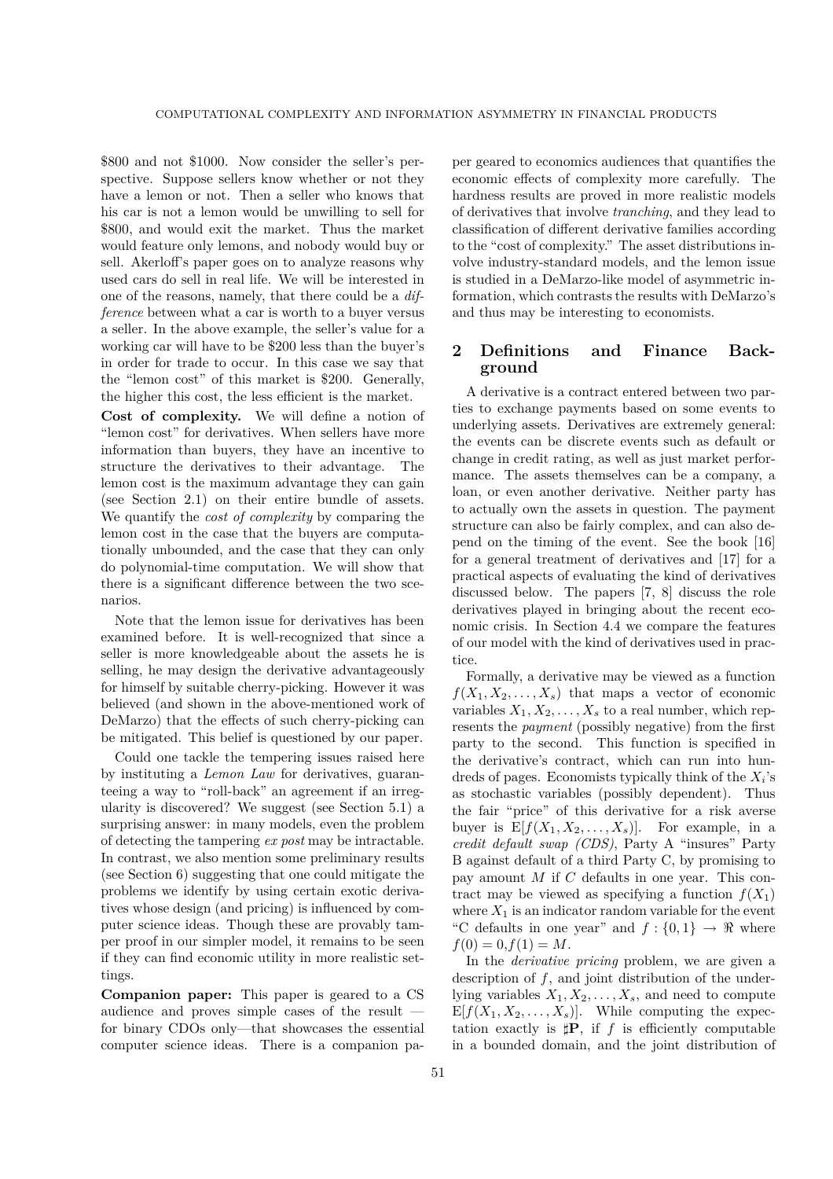\$800 and not \$1000. Now consider the seller's perspective. Suppose sellers know whether or not they have a lemon or not. Then a seller who knows that his car is not a lemon would be unwilling to sell for \$800, and would exit the market. Thus the market would feature only lemons, and nobody would buy or sell. Akerloff's paper goes on to analyze reasons why used cars do sell in real life. We will be interested in one of the reasons, namely, that there could be a *difference* between what a car is worth to a buyer versus a seller. In the above example, the seller's value for a working car will have to be \$200 less than the buyer's in order for trade to occur. In this case we say that the "lemon cost" of this market is \$200. Generally, the higher this cost, the less efficient is the market.

**Cost of complexity.** We will define a notion of "lemon cost" for derivatives. When sellers have more information than buyers, they have an incentive to structure the derivatives to their advantage. The lemon cost is the maximum advantage they can gain (see Section 2.1) on their entire bundle of assets. We quantify the *cost of complexity* by comparing the lemon cost in the case that the buyers are computationally unbounded, and the case that they can only do polynomial-time computation. We will show that there is a significant difference between the two scenarios.

Note that the lemon issue for derivatives has been examined before. It is well-recognized that since a seller is more knowledgeable about the assets he is selling, he may design the derivative advantageously for himself by suitable cherry-picking. However it was believed (and shown in the above-mentioned work of DeMarzo) that the effects of such cherry-picking can be mitigated. This belief is questioned by our paper.

Could one tackle the tempering issues raised here by instituting a *Lemon Law* for derivatives, guaranteeing a way to "roll-back" an agreement if an irregularity is discovered? We suggest (see Section 5.1) a surprising answer: in many models, even the problem of detecting the tampering *ex post* may be intractable. In contrast, we also mention some preliminary results (see Section 6) suggesting that one could mitigate the problems we identify by using certain exotic derivatives whose design (and pricing) is influenced by computer science ideas. Though these are provably tamper proof in our simpler model, it remains to be seen if they can find economic utility in more realistic settings.

**Companion paper:** This paper is geared to a CS audience and proves simple cases of the result — for binary CDOs only—that showcases the essential computer science ideas. There is a companion paper geared to economics audiences that quantifies the economic effects of complexity more carefully. The hardness results are proved in more realistic models of derivatives that involve *tranching*, and they lead to classification of different derivative families according to the "cost of complexity." The asset distributions involve industry-standard models, and the lemon issue is studied in a DeMarzo-like model of asymmetric information, which contrasts the results with DeMarzo's and thus may be interesting to economists.

## 2 Definitions and Finance Background

A derivative is a contract entered between two parties to exchange payments based on some events to underlying assets. Derivatives are extremely general: the events can be discrete events such as default or change in credit rating, as well as just market performance. The assets themselves can be a company, a loan, or even another derivative. Neither party has to actually own the assets in question. The payment structure can also be fairly complex, and can also depend on the timing of the event. See the book [16] for a general treatment of derivatives and [17] for a practical aspects of evaluating the kind of derivatives discussed below. The papers [7, 8] discuss the role derivatives played in bringing about the recent economic crisis. In Section 4.4 we compare the features of our model with the kind of derivatives used in practice.

Formally, a derivative may be viewed as a function $f(X_1, X_2, \ldots, X_s)$ that maps a vector of economic variables $X_1, X_2, \ldots, X_s$ to a real number, which represents the *payment* (possibly negative) from the first party to the second. This function is specified in the derivative's contract, which can run into hundreds of pages. Economists typically think of the $X_i$'s as stochastic variables (possibly dependent). Thus the fair "price" of this derivative for a risk averse buyer is $\mathrm{E}[f(X_1, X_2, \ldots, X_s)]$. For example, in a *credit default swap (CDS)*, Party A "insures" Party B against default of a third Party C, by promising to pay amount $M$ if $C$ defaults in one year. This contract may be viewed as specifying a function $f(X_1)$ where $X_1$ is an indicator random variable for the event "C defaults in one year" and $f : \{0,1\} \to \Re$ where $f(0) = 0, f(1) = M$.

In the *derivative pricing* problem, we are given a description of $f$, and joint distribution of the underlying variables $X_1, X_2, \ldots, X_s$, and need to compute $\mathrm{E}[f(X_1, X_2, \ldots, X_s)]$. While computing the expectation exactly is $\sharp\mathbf{P}$, if $f$ is efficiently computable in a bounded domain, and the joint distribution of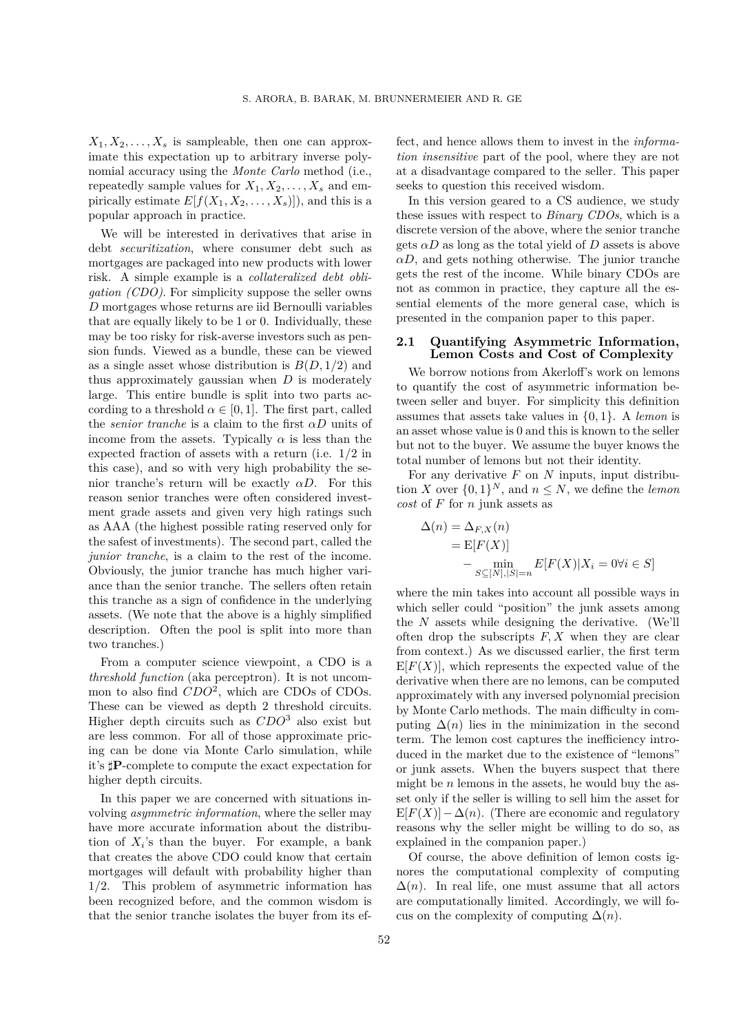$X_1, X_2, \ldots, X_s$ is sampleable, then one can approximate this expectation up to arbitrary inverse polynomial accuracy using the *Monte Carlo* method (i.e., repeatedly sample values for $X_1, X_2, \ldots, X_s$ and empirically estimate $E[f(X_1, X_2, \ldots, X_s)]$), and this is a popular approach in practice.

We will be interested in derivatives that arise in debt *securitization*, where consumer debt such as mortgages are packaged into new products with lower risk. A simple example is a *collateralized debt obligation (CDO)*. For simplicity suppose the seller owns $D$ mortgages whose returns are iid Bernoulli variables that are equally likely to be 1 or 0. Individually, these may be too risky for risk-averse investors such as pension funds. Viewed as a bundle, these can be viewed as a single asset whose distribution is $B(D, 1/2)$ and thus approximately gaussian when $D$ is moderately large. This entire bundle is split into two parts according to a threshold $\alpha \in [0, 1]$. The first part, called the *senior tranche* is a claim to the first $\alpha D$ units of income from the assets. Typically $\alpha$ is less than the expected fraction of assets with a return (i.e. $1/2$ in this case), and so with very high probability the senior tranche's return will be exactly $\alpha D$. For this reason senior tranches were often considered investment grade assets and given very high ratings such as AAA (the highest possible rating reserved only for the safest of investments). The second part, called the *junior tranche*, is a claim to the rest of the income. Obviously, the junior tranche has much higher variance than the senior tranche. The sellers often retain this tranche as a sign of confidence in the underlying assets. (We note that the above is a highly simplified description. Often the pool is split into more than two tranches.)

From a computer science viewpoint, a CDO is a *threshold function* (aka perceptron). It is not uncommon to also find $CDO^2$, which are CDOs of CDOs. These can be viewed as depth 2 threshold circuits. Higher depth circuits such as $CDO^3$ also exist but are less common. For all of those approximate pricing can be done via Monte Carlo simulation, while it's $\sharp\mathbf{P}$-complete to compute the exact expectation for higher depth circuits.

In this paper we are concerned with situations involving *asymmetric information*, where the seller may have more accurate information about the distribution of $X_i$'s than the buyer. For example, a bank that creates the above CDO could know that certain mortgages will default with probability higher than $1/2$. This problem of asymmetric information has been recognized before, and the common wisdom is that the senior tranche isolates the buyer from its effect, and hence allows them to invest in the *information insensitive* part of the pool, where they are not at a disadvantage compared to the seller. This paper seeks to question this received wisdom.

In this version geared to a CS audience, we study these issues with respect to *Binary CDOs*, which is a discrete version of the above, where the senior tranche gets $\alpha D$ as long as the total yield of $D$ assets is above $\alpha D$, and gets nothing otherwise. The junior tranche gets the rest of the income. While binary CDOs are not as common in practice, they capture all the essential elements of the more general case, which is presented in the companion paper to this paper.

### 2.1 Quantifying Asymmetric Information, Lemon Costs and Cost of Complexity

We borrow notions from Akerloff's work on lemons to quantify the cost of asymmetric information between seller and buyer. For simplicity this definition assumes that assets take values in $\{0, 1\}$. A *lemon* is an asset whose value is 0 and this is known to the seller but not to the buyer. We assume the buyer knows the total number of lemons but not their identity.

For any derivative $F$ on $N$ inputs, input distribution $X$ over $\{0, 1\}^N$, and $n \leq N$, we define the *lemon cost* of $F$ for $n$ junk assets as

$$
\begin{aligned}
\Delta(n) &= \Delta_{F,X}(n) \\
&= \mathrm{E}[F(X)] \\
&\quad - \min_{S \subseteq [N], |S|=n} E[F(X) | X_i = 0 \forall i \in S]
\end{aligned}
$$

where the min takes into account all possible ways in which seller could "position" the junk assets among the $N$ assets while designing the derivative. (We'll often drop the subscripts $F, X$ when they are clear from context.) As we discussed earlier, the first term $\mathrm{E}[F(X)]$, which represents the expected value of the derivative when there are no lemons, can be computed approximately with any inversed polynomial precision by Monte Carlo methods. The main difficulty in computing $\Delta(n)$ lies in the minimization in the second term. The lemon cost captures the inefficiency introduced in the market due to the existence of "lemons" or junk assets. When the buyers suspect that there might be $n$ lemons in the assets, he would buy the asset only if the seller is willing to sell him the asset for $\mathrm{E}[F(X)] - \Delta(n)$. (There are economic and regulatory reasons why the seller might be willing to do so, as explained in the companion paper.)

Of course, the above definition of lemon costs ignores the computational complexity of computing $\Delta(n)$. In real life, one must assume that all actors are computationally limited. Accordingly, we will focus on the complexity of computing $\Delta(n)$.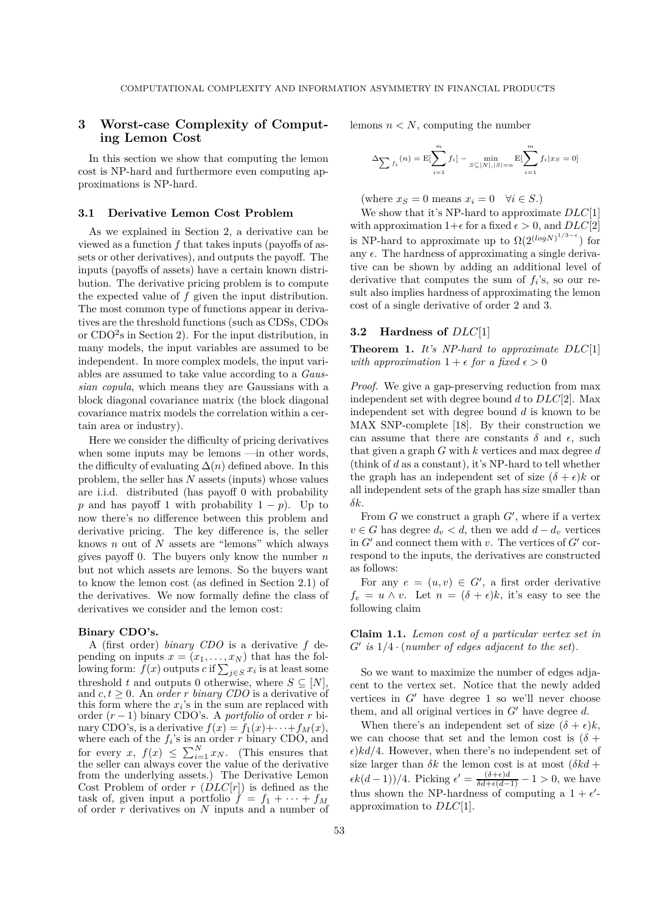## 3 Worst-case Complexity of Computing Lemon Cost

In this section we show that computing the lemon cost is NP-hard and furthermore even computing approximations is NP-hard.

### 3.1 Derivative Lemon Cost Problem

As we explained in Section 2, a derivative can be viewed as a function $f$ that takes inputs (payoffs of assets or other derivatives), and outputs the payoff. The inputs (payoffs of assets) have a certain known distribution. The derivative pricing problem is to compute the expected value of $f$ given the input distribution. The most common type of functions appear in derivatives are the threshold functions (such as CDSs, CDOs or CDO[2]s in Section 2). For the input distribution, in many models, the input variables are assumed to be independent. In more complex models, the input variables are assumed to take value according to a *Gaussian copula*, which means they are Gaussians with a block diagonal covariance matrix (the block diagonal covariance matrix models the correlation within a certain area or industry).

Here we consider the difficulty of pricing derivatives when some inputs may be lemons —in other words, the difficulty of evaluating $\Delta(n)$ defined above. In this problem, the seller has $N$ assets (inputs) whose values are i.i.d. distributed (has payoff 0 with probability $p$ and has payoff 1 with probability $1-p$). Up to now there's no difference between this problem and derivative pricing. The key difference is, the seller knows $n$ out of $N$ assets are "lemons" which always gives payoff 0. The buyers only know the number $n$ but not which assets are lemons. So the buyers want to know the lemon cost (as defined in Section 2.1) of the derivatives. We now formally define the class of derivatives we consider and the lemon cost:

**Binary CDO's.**

A (first order) *binary CDO* is a derivative $f$ depending on inputs $x = (x_1, \ldots, x_N)$ that has the following form: $f(x)$ outputs $c$ if $\sum_{j \in S} x_i$ is at least some threshold $t$ and outputs 0 otherwise, where $S \subseteq [N]$, and $c, t \geq 0$. An *order $r$ binary CDO* is a derivative of this form where the $x_i$'s in the sum are replaced with order $(r-1)$ binary CDO's. A *portfolio* of order $r$ binary CDO's, is a derivative $f(x) = f_1(x) + \cdots + f_M(x)$, where each of the $f_i$'s is an order $r$ binary CDO, and for every $x$, $f(x) \leq \sum_{i=1}^{N} x_N$. (This ensures that the seller can always cover the value of the derivative from the underlying assets.) The Derivative Lemon Cost Problem of order $r$ ($DLC[r]$) is defined as the task of, given input a portfolio $f = f_1 + \cdots + f_M$ of order $r$ derivatives on $N$ inputs and a number of lemons $n < N$, computing the number

$$\Delta_{\sum f_i}(n) = \mathrm{E}[\sum_{i=1}^{m} f_i] - \min_{S \subseteq [N], |S| = n} \mathrm{E}[\sum_{i=1}^{m} f_i | x_S = 0]$$

(where $x_S = 0$ means $x_i = 0 \quad \forall i \in S$.)

We show that it's NP-hard to approximate $DLC[1]$ with approximation $1+\epsilon$ for a fixed $\epsilon > 0$, and $DLC[2]$ is NP-hard to approximate up to $\Omega(2^{(logN)^{1/3-\epsilon}})$ for any $\epsilon$. The hardness of approximating a single derivative can be shown by adding an additional level of derivative that computes the sum of $f_i$'s, so our result also implies hardness of approximating the lemon cost of a single derivative of order 2 and 3.

### 3.2 Hardness of $DLC[1]$

**Theorem 1.** *It's NP-hard to approximate $DLC[1]$ with approximation $1+\epsilon$ for a fixed $\epsilon > 0$*

*Proof.* We give a gap-preserving reduction from max independent set with degree bound $d$ to $DLC[2]$. Max independent set with degree bound $d$ is known to be MAX SNP-complete [18]. By their construction we can assume that there are constants $\delta$ and $\epsilon$, such that given a graph $G$ with $k$ vertices and max degree $d$ (think of $d$ as a constant), it's NP-hard to tell whether the graph has an independent set of size $(\delta + \epsilon)k$ or all independent sets of the graph has size smaller than $\delta k$.

From $G$ we construct a graph $G'$, where if a vertex $v \in G$ has degree $d_v < d$, then we add $d - d_v$ vertices in $G'$ and connect them with $v$. The vertices of $G'$ correspond to the inputs, the derivatives are constructed as follows:

For any $e = (u, v) \in G'$, a first order derivative $f_e = u \wedge v$. Let $n = (\delta + \epsilon)k$, it's easy to see the following claim

**Claim 1.1.** *Lemon cost of a particular vertex set in $G'$ is $1/4 \cdot$ (number of edges adjacent to the set).*

So we want to maximize the number of edges adjacent to the vertex set. Notice that the newly added vertices in $G'$ have degree 1 so we'll never choose them, and all original vertices in $G'$ have degree $d$.

When there's an independent set of size $(\delta + \epsilon)k$, we can choose that set and the lemon cost is $(\delta + \epsilon)kd/4$. However, when there's no independent set of size larger than $\delta k$ the lemon cost is at most $(\delta kd + \epsilon k(d-1))/4$. Picking $\epsilon' = \frac{(\delta+\epsilon)d}{\delta d + \epsilon(d-1)} - 1 > 0$, we have thus shown the NP-hardness of computing a $1 + \epsilon'$-approximation to $DLC[1]$.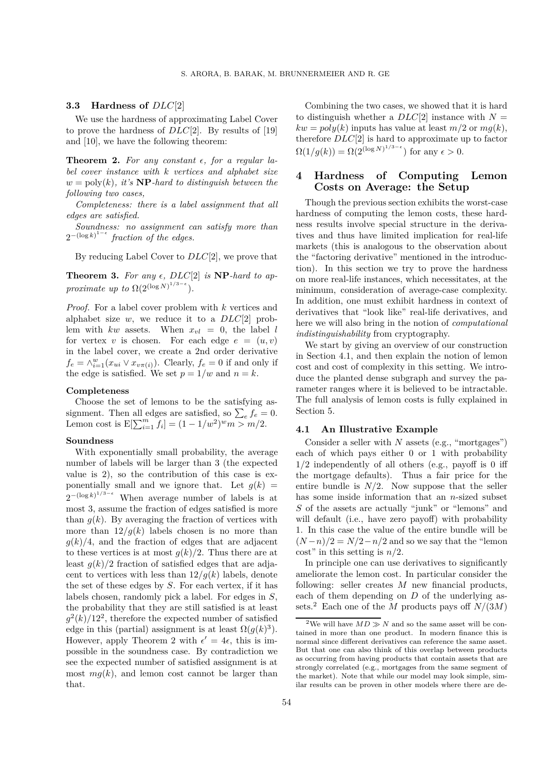### 3.3 Hardness of $DLC[2]$

We use the hardness of approximating Label Cover to prove the hardness of $DLC[2]$. By results of [19] and [10], we have the following theorem:

**Theorem 2.** *For any constant $\epsilon$, for a regular label cover instance with $k$ vertices and alphabet size $w = \text{poly}(k)$, it's* **NP***-hard to distinguish between the following two cases,*

*Completeness: there is a label assignment that all edges are satisfied.*

*Soundness: no assignment can satisfy more than $2^{-(\log k)^{1-\epsilon}}$ fraction of the edges.*

By reducing Label Cover to $DLC[2]$, we prove that

**Theorem 3.** *For any $\epsilon$, $DLC[2]$ is* **NP***-hard to approximate up to $\Omega(2^{(\log N)^{1/3-\epsilon}})$.*

*Proof.* For a label cover problem with $k$ vertices and alphabet size $w$, we reduce it to a $DLC[2]$ problem with $kw$ assets. When $x_{vl} = 0$, the label $l$ for vertex $v$ is chosen. For each edge $e = (u, v)$ in the label cover, we create a 2nd order derivative $f_e = \wedge_{i=1}^{w}(x_{ui} \vee x_{v\pi(i)})$. Clearly, $f_e = 0$ if and only if the edge is satisfied. We set $p = 1/w$ and $n = k$.

**Completeness**

Choose the set of lemons to be the satisfying assignment. Then all edges are satisfied, so $\sum_e f_e = 0$. Lemon cost is $\mathrm{E}[\sum_{i=1}^{m} f_i] = (1 - 1/w^2)^w m > m/2$.

**Soundness**

With exponentially small probability, the average number of labels will be larger than 3 (the expected value is 2), so the contribution of this case is exponentially small and we ignore that. Let $g(k) = 2^{-(\log k)^{1/3-\epsilon}}$ When average number of labels is at most 3, assume the fraction of edges satisfied is more than $g(k)$. By averaging the fraction of vertices with more than $12/g(k)$ labels chosen is no more than $g(k)/4$, and the fraction of edges that are adjacent to these vertices is at most $g(k)/2$. Thus there are at least $g(k)/2$ fraction of satisfied edges that are adjacent to vertices with less than $12/g(k)$ labels, denote the set of these edges by $S$. For each vertex, if it has labels chosen, randomly pick a label. For edges in $S$, the probability that they are still satisfied is at least $g^2(k)/12^2$, therefore the expected number of satisfied edge in this (partial) assignment is at least $\Omega(g(k)^3)$. However, apply Theorem 2 with $\epsilon' = 4\epsilon$, this is impossible in the soundness case. By contradiction we see the expected number of satisfied assignment is at most $mg(k)$, and lemon cost cannot be larger than that.

Combining the two cases, we showed that it is hard to distinguish whether a $DLC[2]$ instance with $N = kw = poly(k)$ inputs has value at least $m/2$ or $mg(k)$, therefore $DLC[2]$ is hard to approximate up to factor $\Omega(1/g(k)) = \Omega(2^{(\log N)^{1/3-\epsilon}})$ for any $\epsilon > 0$.

## 4 Hardness of Computing Lemon Costs on Average: the Setup

Though the previous section exhibits the worst-case hardness of computing the lemon costs, these hardness results involve special structure in the derivatives and thus have limited implication for real-life markets (this is analogous to the observation about the "factoring derivative" mentioned in the introduction). In this section we try to prove the hardness on more real-life instances, which necessitates, at the minimum, consideration of average-case complexity. In addition, one must exhibit hardness in context of derivatives that "look like" real-life derivatives, and here we will also bring in the notion of *computational indistinguishability* from cryptography.

We start by giving an overview of our construction in Section 4.1, and then explain the notion of lemon cost and cost of complexity in this setting. We introduce the planted dense subgraph and survey the parameter ranges where it is believed to be intractable. The full analysis of lemon costs is fully explained in Section 5.

### 4.1 An Illustrative Example

Consider a seller with $N$ assets (e.g., "mortgages") each of which pays either 0 or 1 with probability 1/2 independently of all others (e.g., payoff is 0 iff the mortgage defaults). Thus a fair price for the entire bundle is $N/2$. Now suppose that the seller has some inside information that an $n$-sized subset $S$ of the assets are actually "junk" or "lemons" and will default (i.e., have zero payoff) with probability 1. In this case the value of the entire bundle will be $(N-n)/2 = N/2 - n/2$ and so we say that the "lemon cost" in this setting is $n/2$.

In principle one can use derivatives to significantly ameliorate the lemon cost. In particular consider the following: seller creates $M$ new financial products, each of them depending on $D$ of the underlying assets.[2] Each one of the $M$ products pays off $N/(3M)$

[2] We will have $MD \gg N$ and so the same asset will be contained in more than one product. In modern finance this is normal since different derivatives can reference the same asset. But that one can also think of this overlap between products as occurring from having products that contain assets that are strongly correlated (e.g., mortgages from the same segment of the market). Note that while our model may look simple, similar results can be proven in other models where there are de-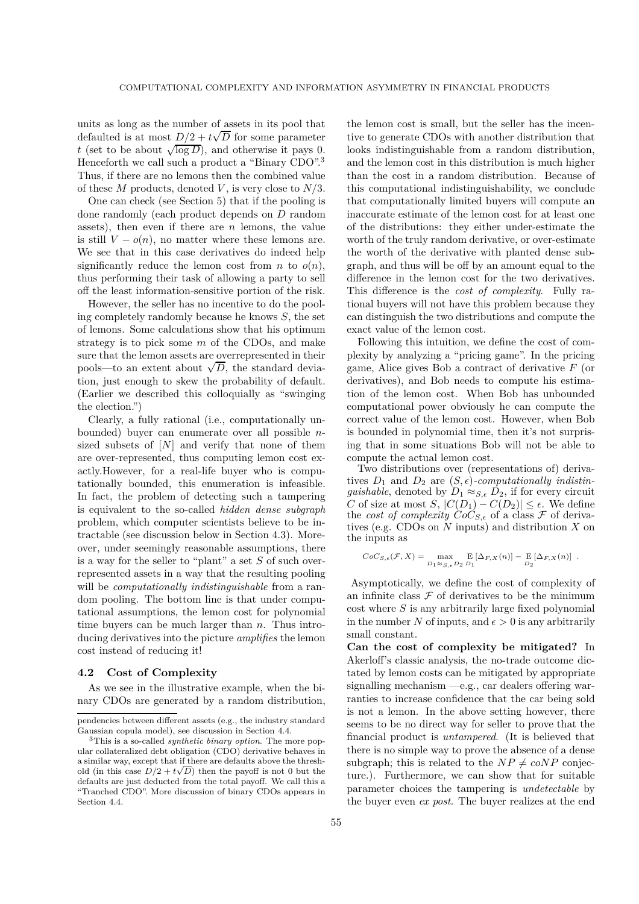units as long as the number of assets in its pool that defaulted is at most $D/2 + t\sqrt{D}$ for some parameter $t$ (set to be about $\sqrt{\log D}$), and otherwise it pays 0. Henceforth we call such a product a "Binary CDO".[3] Thus, if there are no lemons then the combined value of these $M$ products, denoted $V$, is very close to $N/3$.

One can check (see Section 5) that if the pooling is done randomly (each product depends on $D$ random assets), then even if there are $n$ lemons, the value is still $V - o(n)$, no matter where these lemons are. We see that in this case derivatives do indeed help significantly reduce the lemon cost from $n$ to $o(n)$, thus performing their task of allowing a party to sell off the least information-sensitive portion of the risk.

However, the seller has no incentive to do the pooling completely randomly because he knows $S$, the set of lemons. Some calculations show that his optimum strategy is to pick some $m$ of the CDOs, and make sure that the lemon assets are overrepresented in their pools—to an extent about $\sqrt{D}$, the standard deviation, just enough to skew the probability of default. (Earlier we described this colloquially as "swinging the election.")

Clearly, a fully rational (i.e., computationally unbounded) buyer can enumerate over all possible $n$-sized subsets of $[N]$ and verify that none of them are over-represented, thus computing lemon cost exactly.However, for a real-life buyer who is computationally bounded, this enumeration is infeasible. In fact, the problem of detecting such a tampering is equivalent to the so-called *hidden dense subgraph* problem, which computer scientists believe to be intractable (see discussion below in Section 4.3). Moreover, under seemingly reasonable assumptions, there is a way for the seller to "plant" a set $S$ of such over-represented assets in a way that the resulting pooling will be *computationally indistinguishable* from a random pooling. The bottom line is that under computational assumptions, the lemon cost for polynomial time buyers can be much larger than $n$. Thus introducing derivatives into the picture *amplifies* the lemon cost instead of reducing it!

### 4.2 Cost of Complexity

As we see in the illustrative example, when the binary CDOs are generated by a random distribution, the lemon cost is small, but the seller has the incentive to generate CDOs with another distribution that looks indistinguishable from a random distribution, and the lemon cost in this distribution is much higher than the cost in a random distribution. Because of this computational indistinguishability, we conclude that computationally limited buyers will compute an inaccurate estimate of the lemon cost for at least one of the distributions: they either under-estimate the worth of the truly random derivative, or over-estimate the worth of the derivative with planted dense subgraph, and thus will be off by an amount equal to the difference in the lemon cost for the two derivatives. This difference is the *cost of complexity*. Fully rational buyers will not have this problem because they can distinguish the two distributions and compute the exact value of the lemon cost.

Following this intuition, we define the cost of complexity by analyzing a "pricing game". In the pricing game, Alice gives Bob a contract of derivative $F$ (or derivatives), and Bob needs to compute his estimation of the lemon cost. When Bob has unbounded computational power obviously he can compute the correct value of the lemon cost. However, when Bob is bounded in polynomial time, then it's not surprising that in some situations Bob will not be able to compute the actual lemon cost.

Two distributions over (representations of) derivatives $D_1$ and $D_2$ are $(S, \epsilon)$-*computationally indistinguishable*, denoted by $D_1 \approx_{S,\epsilon} D_2$, if for every circuit $C$ of size at most $S$, $|C(D_1) - C(D_2)| \leq \epsilon$. We define the *cost of complexity* $CoC_{S,\epsilon}$ of a class $\mathcal{F}$ of derivatives (e.g. CDOs on $N$ inputs) and distribution $X$ on the inputs as

$$CoC_{S,\epsilon}(\mathcal{F}, X) = \max_{D_1 \approx_{S,\epsilon} D_2} \mathop{\mathrm{E}}_{D_1}[\Delta_{F,X}(n)] - \mathop{\mathrm{E}}_{D_2}[\Delta_{F,X}(n)] \ .$$

Asymptotically, we define the cost of complexity of an infinite class $\mathcal{F}$ of derivatives to be the minimum cost where $S$ is any arbitrarily large fixed polynomial in the number $N$ of inputs, and $\epsilon > 0$ is any arbitrarily small constant.

**Can the cost of complexity be mitigated?** In Akerloff's classic analysis, the no-trade outcome dictated by lemon costs can be mitigated by appropriate signalling mechanism —e.g., car dealers offering warranties to increase confidence that the car being sold is not a lemon. In the above setting however, there seems to be no direct way for seller to prove that the financial product is *untampered*. (It is believed that there is no simple way to prove the absence of a dense subgraph; this is related to the $NP \neq coNP$ conjecture.). Furthermore, we can show that for suitable parameter choices the tampering is *undetectable* by the buyer even *ex post*. The buyer realizes at the end

---

pendencies between different assets (e.g., the industry standard Gaussian copula model), see discussion in Section 4.4.

[3] This is a so-called *synthetic binary option*. The more popular collateralized debt obligation (CDO) derivative behaves in a similar way, except that if there are defaults above the threshold (in this case $D/2 + t\sqrt{D}$) then the payoff is not 0 but the defaults are just deducted from the total payoff. We call this a "Tranched CDO". More discussion of binary CDOs appears in Section 4.4.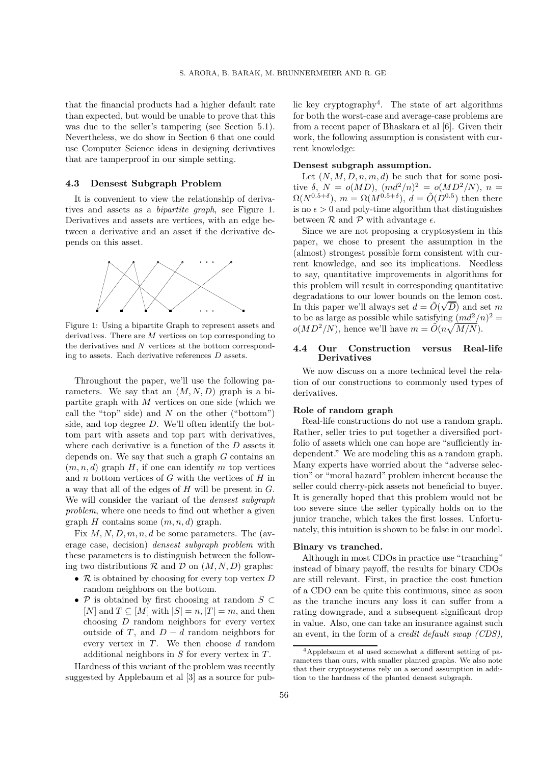that the financial products had a higher default rate than expected, but would be unable to prove that this was due to the seller's tampering (see Section 5.1). Nevertheless, we do show in Section 6 that one could use Computer Science ideas in designing derivatives that are tamperproof in our simple setting.

### 4.3 Densest Subgraph Problem

It is convenient to view the relationship of derivatives and assets as a *bipartite graph*, see Figure 1. Derivatives and assets are vertices, with an edge between a derivative and an asset if the derivative depends on this asset.

Figure 1: Using a bipartite Graph to represent assets and derivatives. There are $M$ vertices on top corresponding to the derivatives and $N$ vertices at the bottom corresponding to assets. Each derivative references $D$ assets.

Throughout the paper, we'll use the following parameters. We say that an $(M, N, D)$ graph is a bipartite graph with $M$ vertices on one side (which we call the "top" side) and $N$ on the other ("bottom") side, and top degree $D$. We'll often identify the bottom part with assets and top part with derivatives, where each derivative is a function of the $D$ assets it depends on. We say that such a graph $G$ contains an $(m, n, d)$ graph $H$, if one can identify $m$ top vertices and $n$ bottom vertices of $G$ with the vertices of $H$ in a way that all of the edges of $H$ will be present in $G$. We will consider the variant of the *densest subgraph problem*, where one needs to find out whether a given graph $H$ contains some $(m, n, d)$ graph.

Fix $M, N, D, m, n, d$ be some parameters. The (average case, decision) *densest subgraph problem* with these parameters is to distinguish between the following two distributions $\mathcal{R}$ and $\mathcal{D}$ on $(M, N, D)$ graphs:

- $\mathcal{R}$ is obtained by choosing for every top vertex $D$ random neighbors on the bottom.
- $\mathcal{P}$ is obtained by first choosing at random $S \subset [N]$ and $T \subseteq [M]$ with $|S| = n, |T| = m$, and then choosing $D$ random neighbors for every vertex outside of $T$, and $D - d$ random neighbors for every vertex in $T$. We then choose $d$ random additional neighbors in $S$ for every vertex in $T$.

Hardness of this variant of the problem was recently suggested by Applebaum et al [3] as a source for public key cryptography[4]. The state of art algorithms for both the worst-case and average-case problems are from a recent paper of Bhaskara et al [6]. Given their work, the following assumption is consistent with current knowledge:

**Densest subgraph assumption.**

Let $(N, M, D, n, m, d)$ be such that for some positive $\delta$, $N = o(MD)$, $(md^2/n)^2 = o(MD^2/N)$, $n = \Omega(N^{0.5+\delta})$, $m = \Omega(M^{0.5+\delta})$, $d = \tilde{O}(D^{0.5})$ then there is no $\epsilon > 0$ and poly-time algorithm that distinguishes between $\mathcal{R}$ and $\mathcal{P}$ with advantage $\epsilon$.

Since we are not proposing a cryptosystem in this paper, we chose to present the assumption in the (almost) strongest possible form consistent with current knowledge, and see its implications. Needless to say, quantitative improvements in algorithms for this problem will result in corresponding quantitative degradations to our lower bounds on the lemon cost. In this paper we'll always set $d = \tilde{O}(\sqrt{D})$ and set $m$ to be as large as possible while satisfying $(md^2/n)^2 = o(MD^2/N)$, hence we'll have $m = \tilde{O}(n\sqrt{M/N})$.

### 4.4 Our Construction versus Real-life Derivatives

We now discuss on a more technical level the relation of our constructions to commonly used types of derivatives.

**Role of random graph**

Real-life constructions do not use a random graph. Rather, seller tries to put together a diversified portfolio of assets which one can hope are "sufficiently independent." We are modeling this as a random graph. Many experts have worried about the "adverse selection" or "moral hazard" problem inherent because the seller could cherry-pick assets not beneficial to buyer. It is generally hoped that this problem would not be too severe since the seller typically holds on to the junior tranche, which takes the first losses. Unfortunately, this intuition is shown to be false in our model.

**Binary vs tranched.**

Although in most CDOs in practice use "tranching" instead of binary payoff, the results for binary CDOs are still relevant. First, in practice the cost function of a CDO can be quite this continuous, since as soon as the tranche incurs any loss it can suffer from a rating downgrade, and a subsequent significant drop in value. Also, one can take an insurance against such an event, in the form of a *credit default swap (CDS)*,

[4] Applebaum et al used somewhat a different setting of parameters than ours, with smaller planted graphs. We also note that their cryptosystems rely on a second assumption in addition to the hardness of the planted densest subgraph.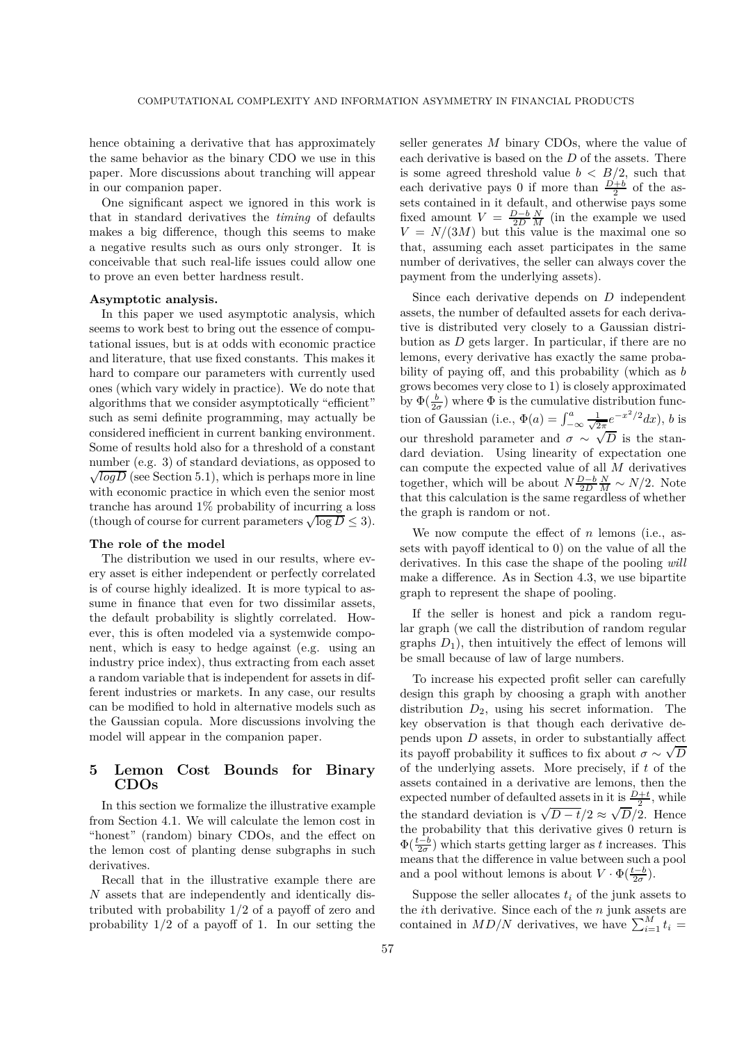hence obtaining a derivative that has approximately the same behavior as the binary CDO we use in this paper. More discussions about tranching will appear in our companion paper.

One significant aspect we ignored in this work is that in standard derivatives the *timing* of defaults makes a big difference, though this seems to make a negative results such as ours only stronger. It is conceivable that such real-life issues could allow one to prove an even better hardness result.

**Asymptotic analysis.**

In this paper we used asymptotic analysis, which seems to work best to bring out the essence of computational issues, but is at odds with economic practice and literature, that use fixed constants. This makes it hard to compare our parameters with currently used ones (which vary widely in practice). We do note that algorithms that we consider asymptotically "efficient" such as semi definite programming, may actually be considered inefficient in current banking environment. Some of results hold also for a threshold of a constant number (e.g. 3) of standard deviations, as opposed to $\sqrt{logD}$ (see Section 5.1), which is perhaps more in line with economic practice in which even the senior most tranche has around 1% probability of incurring a loss (though of course for current parameters $\sqrt{\log D} \leq 3$).

**The role of the model**

The distribution we used in our results, where every asset is either independent or perfectly correlated is of course highly idealized. It is more typical to assume in finance that even for two dissimilar assets, the default probability is slightly correlated. However, this is often modeled via a systemwide component, which is easy to hedge against (e.g. using an industry price index), thus extracting from each asset a random variable that is independent for assets in different industries or markets. In any case, our results can be modified to hold in alternative models such as the Gaussian copula. More discussions involving the model will appear in the companion paper.

## 5 Lemon Cost Bounds for Binary CDOs

In this section we formalize the illustrative example from Section 4.1. We will calculate the lemon cost in "honest" (random) binary CDOs, and the effect on the lemon cost of planting dense subgraphs in such derivatives.

Recall that in the illustrative example there are $N$ assets that are independently and identically distributed with probability $1/2$ of a payoff of zero and probability $1/2$ of a payoff of 1. In our setting the seller generates $M$ binary CDOs, where the value of each derivative is based on the $D$ of the assets. There is some agreed threshold value $b < B/2$, such that each derivative pays 0 if more than $\frac{D+b}{2}$ of the assets contained in it default, and otherwise pays some fixed amount $V = \frac{D-b}{2D}\frac{N}{M}$ (in the example we used $V = N/(3M)$ but this value is the maximal one so that, assuming each asset participates in the same number of derivatives, the seller can always cover the payment from the underlying assets).

Since each derivative depends on $D$ independent assets, the number of defaulted assets for each derivative is distributed very closely to a Gaussian distribution as $D$ gets larger. In particular, if there are no lemons, every derivative has exactly the same probability of paying off, and this probability (which as $b$ grows becomes very close to 1) is closely approximated by $\Phi(\frac{b}{2\sigma})$ where $\Phi$ is the cumulative distribution function of Gaussian (i.e., $\Phi(a) = \int_{-\infty}^{a} \frac{1}{\sqrt{2\pi}} e^{-x^2/2} dx$), $b$ is our threshold parameter and $\sigma \sim \sqrt{D}$ is the standard deviation. Using linearity of expectation one can compute the expected value of all $M$ derivatives together, which will be about $N\frac{D-b}{2D}\frac{N}{M} \sim N/2$. Note that this calculation is the same regardless of whether the graph is random or not.

We now compute the effect of $n$ lemons (i.e., assets with payoff identical to 0) on the value of all the derivatives. In this case the shape of the pooling *will* make a difference. As in Section 4.3, we use bipartite graph to represent the shape of pooling.

If the seller is honest and pick a random regular graph (we call the distribution of random regular graphs $D_1$), then intuitively the effect of lemons will be small because of law of large numbers.

To increase his expected profit seller can carefully design this graph by choosing a graph with another distribution $D_2$, using his secret information. The key observation is that though each derivative depends upon $D$ assets, in order to substantially affect its payoff probability it suffices to fix about $\sigma \sim \sqrt{D}$ of the underlying assets. More precisely, if $t$ of the assets contained in a derivative are lemons, then the expected number of defaulted assets in it is $\frac{D+t}{2}$, while the standard deviation is $\sqrt{D-t}/2 \approx \sqrt{D}/2$. Hence the probability that this derivative gives 0 return is $\Phi(\frac{t-b}{2\sigma})$ which starts getting larger as $t$ increases. This means that the difference in value between such a pool and a pool without lemons is about $V \cdot \Phi(\frac{t-b}{2\sigma})$.

Suppose the seller allocates $t_i$ of the junk assets to the $i$th derivative. Since each of the $n$ junk assets are contained in $MD/N$ derivatives, we have $\sum_{i=1}^{M} t_i =$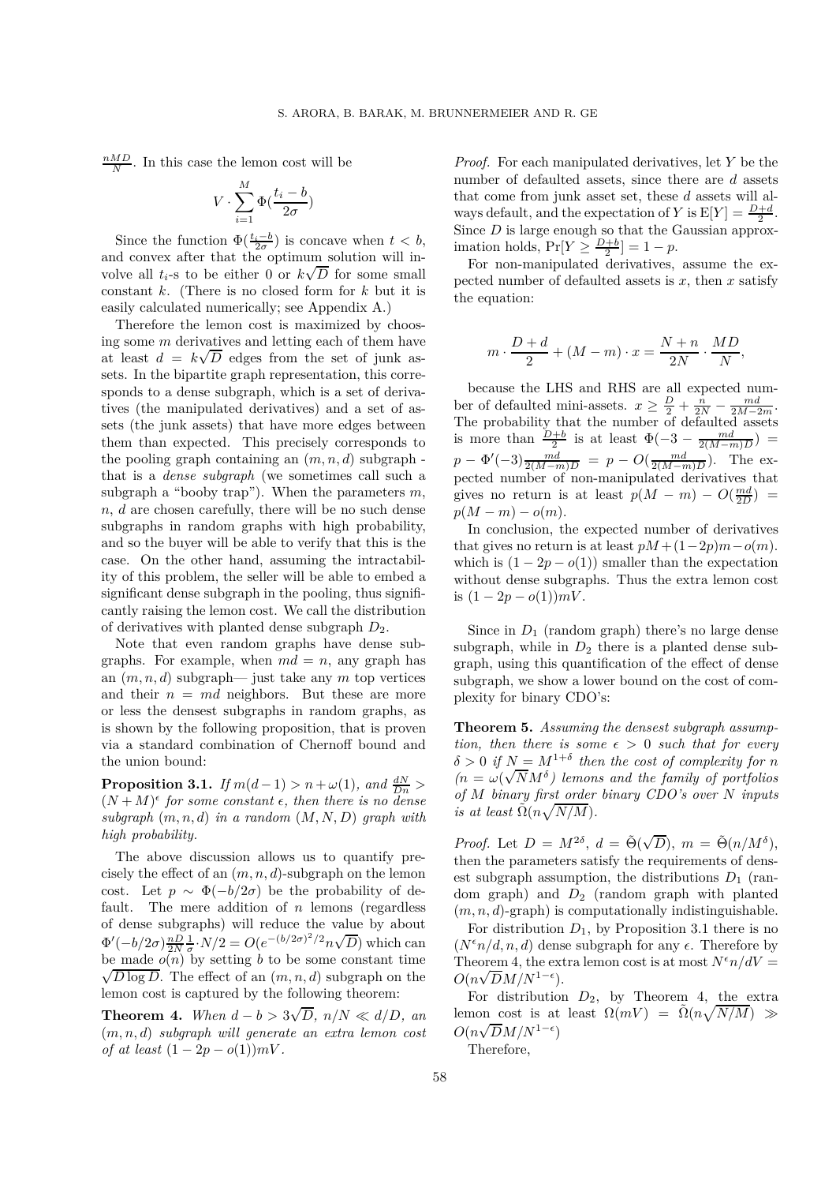$\frac{nMD}{N}$. In this case the lemon cost will be

$$V \cdot \sum_{i=1}^{M} \Phi(\frac{t_i - b}{2\sigma})$$

Since the function $\Phi(\frac{t_i-b}{2\sigma})$ is concave when $t < b$, and convex after that the optimum solution will involve all $t_i$-s to be either 0 or $k\sqrt{D}$ for some small constant $k$. (There is no closed form for $k$ but it is easily calculated numerically; see Appendix A.)

Therefore the lemon cost is maximized by choosing some $m$ derivatives and letting each of them have at least $d = k\sqrt{D}$ edges from the set of junk assets. In the bipartite graph representation, this corresponds to a dense subgraph, which is a set of derivatives (the manipulated derivatives) and a set of assets (the junk assets) that have more edges between them than expected. This precisely corresponds to the pooling graph containing an $(m, n, d)$ subgraph - that is a *dense subgraph* (we sometimes call such a subgraph a "booby trap"). When the parameters $m$, $n$, $d$ are chosen carefully, there will be no such dense subgraphs in random graphs with high probability, and so the buyer will be able to verify that this is the case. On the other hand, assuming the intractability of this problem, the seller will be able to embed a significant dense subgraph in the pooling, thus significantly raising the lemon cost. We call the distribution of derivatives with planted dense subgraph $D_2$.

Note that even random graphs have dense subgraphs. For example, when $md = n$, any graph has an $(m, n, d)$ subgraph— just take any $m$ top vertices and their $n = md$ neighbors. But these are more or less the densest subgraphs in random graphs, as is shown by the following proposition, that is proven via a standard combination of Chernoff bound and the union bound:

**Proposition 3.1.** *If $m(d-1) > n + \omega(1)$, and $\frac{dN}{Dn} > (N+M)^{\epsilon}$ for some constant $\epsilon$, then there is no dense subgraph $(m, n, d)$ in a random $(M, N, D)$ graph with high probability.*

The above discussion allows us to quantify precisely the effect of an $(m, n, d)$-subgraph on the lemon cost. Let $p \sim \Phi(-b/2\sigma)$ be the probability of default. The mere addition of $n$ lemons (regardless of dense subgraphs) will reduce the value by about $\Phi'(-b/2\sigma)\frac{nD}{2N}\frac{1}{\sigma} \cdot N/2 = O(e^{-(b/2\sigma)^2/2} n\sqrt{D})$ which can be made $o(n)$ by setting $b$ to be some constant time $\sqrt{D \log D}$. The effect of an $(m, n, d)$ subgraph on the lemon cost is captured by the following theorem:

**Theorem 4.** *When $d - b > 3\sqrt{D}$, $n/N \ll d/D$, an $(m, n, d)$ subgraph will generate an extra lemon cost of at least $(1 - 2p - o(1))mV$.*

*Proof.* For each manipulated derivatives, let $Y$ be the number of defaulted assets, since there are $d$ assets that come from junk asset set, these $d$ assets will always default, and the expectation of $Y$ is $\mathrm{E}[Y] = \frac{D+d}{2}$. Since $D$ is large enough so that the Gaussian approximation holds, $\Pr[Y \geq \frac{D+b}{2}] = 1 - p$.

For non-manipulated derivatives, assume the expected number of defaulted assets is $x$, then $x$ satisfy the equation:

$$m \cdot \frac{D+d}{2} + (M-m) \cdot x = \frac{N+n}{2N} \cdot \frac{MD}{N},$$

because the LHS and RHS are all expected number of defaulted mini-assets. $x \geq \frac{D}{2} + \frac{n}{2N} - \frac{md}{2M-2m}$. The probability that the number of defaulted assets is more than $\frac{D+b}{2}$ is at least $\Phi(-3 - \frac{md}{2(M-m)D}) = p - \Phi'(-3)\frac{md}{2(M-m)D} = p - O(\frac{md}{2(M-m)D})$. The expected number of non-manipulated derivatives that gives no return is at least $p(M-m) - O(\frac{md}{2D}) = p(M-m) - o(m)$.

In conclusion, the expected number of derivatives that gives no return is at least $pM + (1-2p)m - o(m)$. which is $(1 - 2p - o(1))$ smaller than the expectation without dense subgraphs. Thus the extra lemon cost is $(1 - 2p - o(1))mV$.

Since in $D_1$ (random graph) there's no large dense subgraph, while in $D_2$ there is a planted dense subgraph, using this quantification of the effect of dense subgraph, we show a lower bound on the cost of complexity for binary CDO's:

**Theorem 5.** *Assuming the densest subgraph assumption, then there is some $\epsilon > 0$ such that for every $\delta > 0$ if $N = M^{1+\delta}$ then the cost of complexity for $n$ $(n = \omega(\sqrt{N}M^{\delta})$ lemons and the family of portfolios of $M$ binary first order binary CDO's over $N$ inputs is at least $\tilde{\Omega}(n\sqrt{N/M})$.*

*Proof.* Let $D = M^{2\delta}$, $d = \tilde{\Theta}(\sqrt{D})$, $m = \tilde{\Theta}(n/M^{\delta})$, then the parameters satisfy the requirements of densest subgraph assumption, the distributions $D_1$ (random graph) and $D_2$ (random graph with planted $(m, n, d)$-graph) is computationally indistinguishable.

For distribution $D_1$, by Proposition 3.1 there is no $(N^{\epsilon}n/d, n, d)$ dense subgraph for any $\epsilon$. Therefore by Theorem 4, the extra lemon cost is at most $N^{\epsilon}n/dV = O(n\sqrt{D}M/N^{1-\epsilon})$.

For distribution $D_2$, by Theorem 4, the extra lemon cost is at least $\Omega(mV) = \tilde{\Omega}(n\sqrt{N/M}) \gg O(n\sqrt{D}M/N^{1-\epsilon})$

Therefore,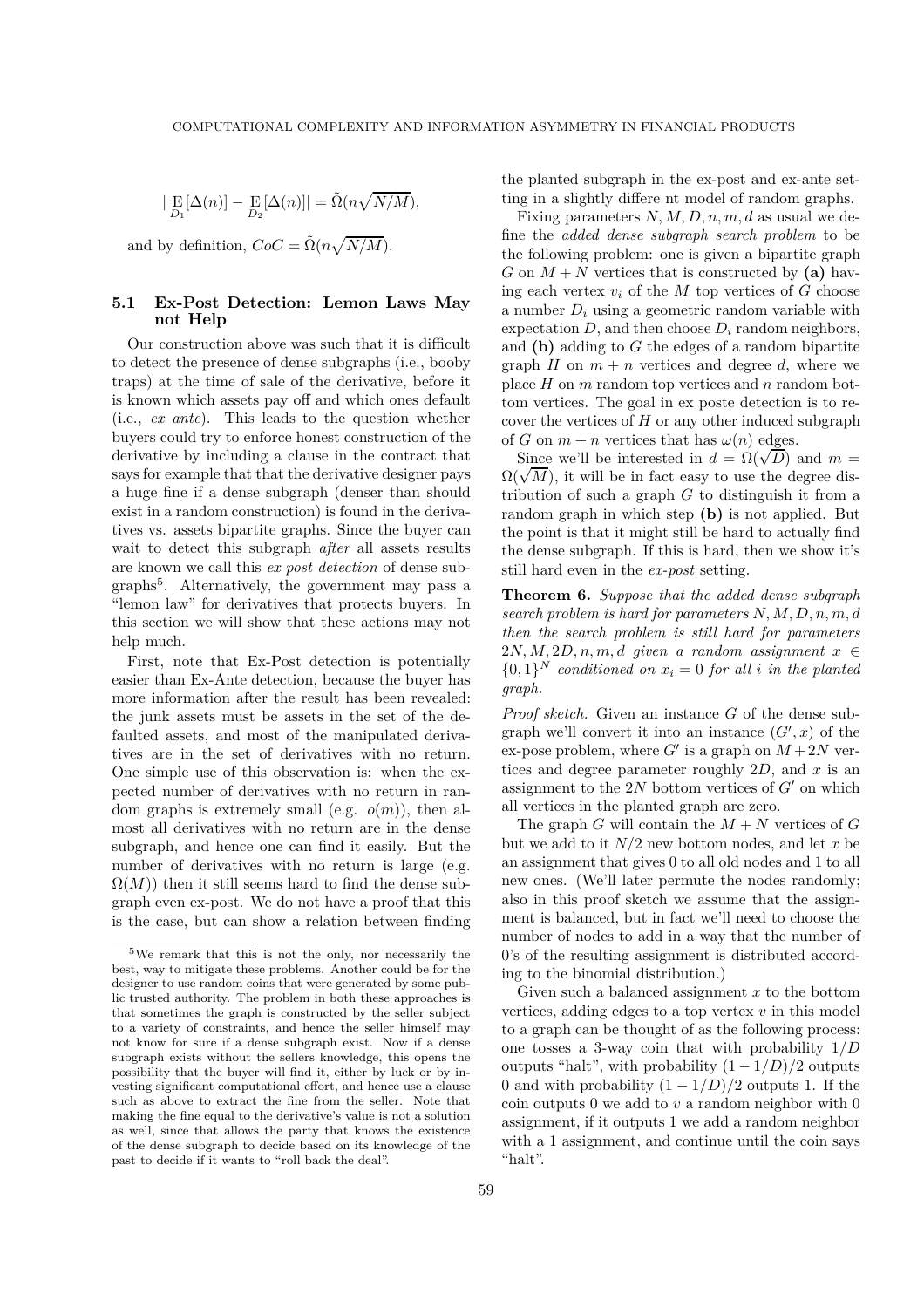$$|\mathop{\mathrm{E}}_{D_1}[\Delta(n)] - \mathop{\mathrm{E}}_{D_2}[\Delta(n)]| = \tilde{\Omega}(n\sqrt{N/M}),$$

and by definition, $CoC = \tilde{\Omega}(n\sqrt{N/M})$.

### 5.1 Ex-Post Detection: Lemon Laws May not Help

Our construction above was such that it is difficult to detect the presence of dense subgraphs (i.e., booby traps) at the time of sale of the derivative, before it is known which assets pay off and which ones default (i.e., *ex ante*). This leads to the question whether buyers could try to enforce honest construction of the derivative by including a clause in the contract that says for example that that the derivative designer pays a huge fine if a dense subgraph (denser than should exist in a random construction) is found in the derivatives vs. assets bipartite graphs. Since the buyer can wait to detect this subgraph *after* all assets results are known we call this *ex post detection* of dense subgraphs[5]. Alternatively, the government may pass a "lemon law" for derivatives that protects buyers. In this section we will show that these actions may not help much.

First, note that Ex-Post detection is potentially easier than Ex-Ante detection, because the buyer has more information after the result has been revealed: the junk assets must be assets in the set of the defaulted assets, and most of the manipulated derivatives are in the set of derivatives with no return. One simple use of this observation is: when the expected number of derivatives with no return in random graphs is extremely small (e.g. $o(m)$), then almost all derivatives with no return are in the dense subgraph, and hence one can find it easily. But the number of derivatives with no return is large (e.g. $\Omega(M)$) then it still seems hard to find the dense subgraph even ex-post. We do not have a proof that this is the case, but can show a relation between finding the planted subgraph in the ex-post and ex-ante setting in a slightly differe nt model of random graphs.

Fixing parameters $N, M, D, n, m, d$ as usual we define the *added dense subgraph search problem* to be the following problem: one is given a bipartite graph $G$ on $M + N$ vertices that is constructed by **(a)** having each vertex $v_i$ of the $M$ top vertices of $G$ choose a number $D_i$ using a geometric random variable with expectation $D$, and then choose $D_i$ random neighbors, and **(b)** adding to $G$ the edges of a random bipartite graph $H$ on $m + n$ vertices and degree $d$, where we place $H$ on $m$ random top vertices and $n$ random bottom vertices. The goal in ex poste detection is to recover the vertices of $H$ or any other induced subgraph of $G$ on $m + n$ vertices that has $\omega(n)$ edges.

Since we'll be interested in $d = \Omega(\sqrt{D})$ and $m = \Omega(\sqrt{M})$, it will be in fact easy to use the degree distribution of such a graph $G$ to distinguish it from a random graph in which step **(b)** is not applied. But the point is that it might still be hard to actually find the dense subgraph. If this is hard, then we show it's still hard even in the *ex-post* setting.

**Theorem 6.** *Suppose that the added dense subgraph search problem is hard for parameters $N, M, D, n, m, d$ then the search problem is still hard for parameters $2N, M, 2D, n, m, d$ given a random assignment $x \in \{0,1\}^N$ conditioned on $x_i = 0$ for all $i$ in the planted graph.*

*Proof sketch.* Given an instance $G$ of the dense subgraph we'll convert it into an instance $(G', x)$ of the ex-pose problem, where $G'$ is a graph on $M + 2N$ vertices and degree parameter roughly $2D$, and $x$ is an assignment to the $2N$ bottom vertices of $G'$ on which all vertices in the planted graph are zero.

The graph $G$ will contain the $M + N$ vertices of $G$ but we add to it $N/2$ new bottom nodes, and let $x$ be an assignment that gives 0 to all old nodes and 1 to all new ones. (We'll later permute the nodes randomly; also in this proof sketch we assume that the assignment is balanced, but in fact we'll need to choose the number of nodes to add in a way that the number of 0's of the resulting assignment is distributed according to the binomial distribution.)

Given such a balanced assignment $x$ to the bottom vertices, adding edges to a top vertex $v$ in this model to a graph can be thought of as the following process: one tosses a 3-way coin that with probability $1/D$ outputs "halt", with probability $(1 - 1/D)/2$ outputs 0 and with probability $(1 - 1/D)/2$ outputs 1. If the coin outputs 0 we add to $v$ a random neighbor with 0 assignment, if it outputs 1 we add a random neighbor with a 1 assignment, and continue until the coin says "halt".

---

[5] We remark that this is not the only, nor necessarily the best, way to mitigate these problems. Another could be for the designer to use random coins that were generated by some public trusted authority. The problem in both these approaches is that sometimes the graph is constructed by the seller subject to a variety of constraints, and hence the seller himself may not know for sure if a dense subgraph exist. Now if a dense subgraph exists without the sellers knowledge, this opens the possibility that the buyer will find it, either by luck or by investing significant computational effort, and hence use a clause such as above to extract the fine from the seller. Note that making the fine equal to the derivative's value is not a solution as well, since that allows the party that knows the existence of the dense subgraph to decide based on its knowledge of the past to decide if it wants to "roll back the deal".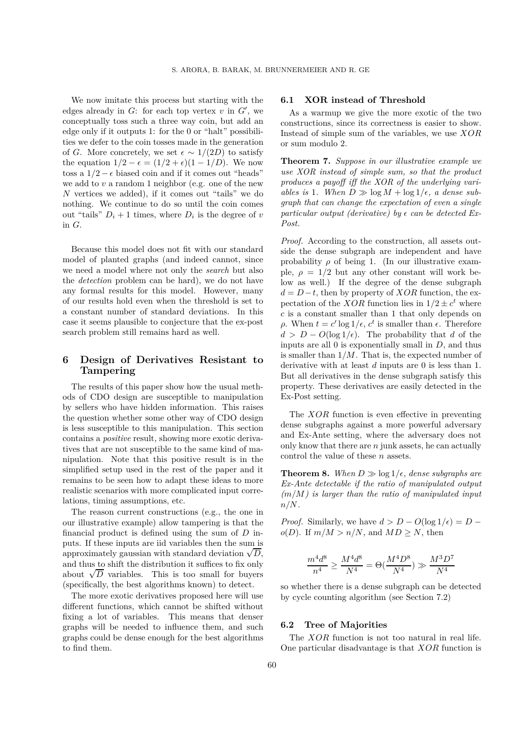We now imitate this process but starting with the edges already in $G$: for each top vertex $v$ in $G'$, we conceptually toss such a three way coin, but add an edge only if it outputs 1: for the 0 or "halt" possibilities we defer to the coin tosses made in the generation of $G$. More concretely, we set $\epsilon \sim 1/(2D)$ to satisfy the equation $1/2 - \epsilon = (1/2 + \epsilon)(1 - 1/D)$. We now toss a $1/2 - \epsilon$ biased coin and if it comes out "heads" we add to $v$ a random 1 neighbor (e.g. one of the new $N$ vertices we added), if it comes out "tails" we do nothing. We continue to do so until the coin comes out "tails" $D_i + 1$ times, where $D_i$ is the degree of $v$ in $G$.

Because this model does not fit with our standard model of planted graphs (and indeed cannot, since we need a model where not only the *search* but also the *detection* problem can be hard), we do not have any formal results for this model. However, many of our results hold even when the threshold is set to a constant number of standard deviations. In this case it seems plausible to conjecture that the ex-post search problem still remains hard as well.

# 6 Design of Derivatives Resistant to Tampering

The results of this paper show how the usual methods of CDO design are susceptible to manipulation by sellers who have hidden information. This raises the question whether some other way of CDO design is less susceptible to this manipulation. This section contains a *positive* result, showing more exotic derivatives that are not susceptible to the same kind of manipulation. Note that this positive result is in the simplified setup used in the rest of the paper and it remains to be seen how to adapt these ideas to more realistic scenarios with more complicated input correlations, timing assumptions, etc.

The reason current constructions (e.g., the one in our illustrative example) allow tampering is that the financial product is defined using the sum of $D$ inputs. If these inputs are iid variables then the sum is approximately gaussian with standard deviation $\sqrt{D}$, and thus to shift the distribution it suffices to fix only about $\sqrt{D}$ variables. This is too small for buyers (specifically, the best algorithms known) to detect.

The more exotic derivatives proposed here will use different functions, which cannot be shifted without fixing a lot of variables. This means that denser graphs will be needed to influence them, and such graphs could be dense enough for the best algorithms to find them.

## 6.1 XOR instead of Threshold

As a warmup we give the more exotic of the two constructions, since its correctness is easier to show. Instead of simple sum of the variables, we use *XOR* or sum modulo 2.

**Theorem 7.** *Suppose in our illustrative example we use XOR instead of simple sum, so that the product produces a payoff iff the XOR of the underlying variables is* 1. *When $D \gg \log M + \log 1/\epsilon$, a dense subgraph that can change the expectation of even a single particular output (derivative) by $\epsilon$ can be detected Ex-Post.*

*Proof.* According to the construction, all assets outside the dense subgraph are independent and have probability $\rho$ of being 1. (In our illustrative example, $\rho = 1/2$ but any other constant will work below as well.) If the degree of the dense subgraph $d = D - t$, then by property of *XOR* function, the expectation of the *XOR* function lies in $1/2 \pm c^t$ where $c$ is a constant smaller than 1 that only depends on $\rho$. When $t = c' \log 1/\epsilon$, $c^t$ is smaller than $\epsilon$. Therefore $d > D - O(\log 1/\epsilon)$. The probability that $d$ of the inputs are all 0 is exponentially small in $D$, and thus is smaller than $1/M$. That is, the expected number of derivative with at least $d$ inputs are 0 is less than 1. But all derivatives in the dense subgraph satisfy this property. These derivatives are easily detected in the Ex-Post setting.

The *XOR* function is even effective in preventing dense subgraphs against a more powerful adversary and Ex-Ante setting, where the adversary does not only know that there are $n$ junk assets, he can actually control the value of these $n$ assets.

**Theorem 8.** *When $D \gg \log 1/\epsilon$, dense subgraphs are Ex-Ante detectable if the ratio of manipulated output $(m/M)$ is larger than the ratio of manipulated input $n/N$.*

*Proof.* Similarly, we have $d > D - O(\log 1/\epsilon) = D - o(D)$. If $m/M > n/N$, and $MD \geq N$, then

$$\frac{m^4 d^8}{n^4} \geq \frac{M^4 d^8}{N^4} = \Theta(\frac{M^4 D^8}{N^4}) \gg \frac{M^3 D^7}{N^4}$$

so whether there is a dense subgraph can be detected by cycle counting algorithm (see Section 7.2)

## 6.2 Tree of Majorities

The *XOR* function is not too natural in real life. One particular disadvantage is that *XOR* function is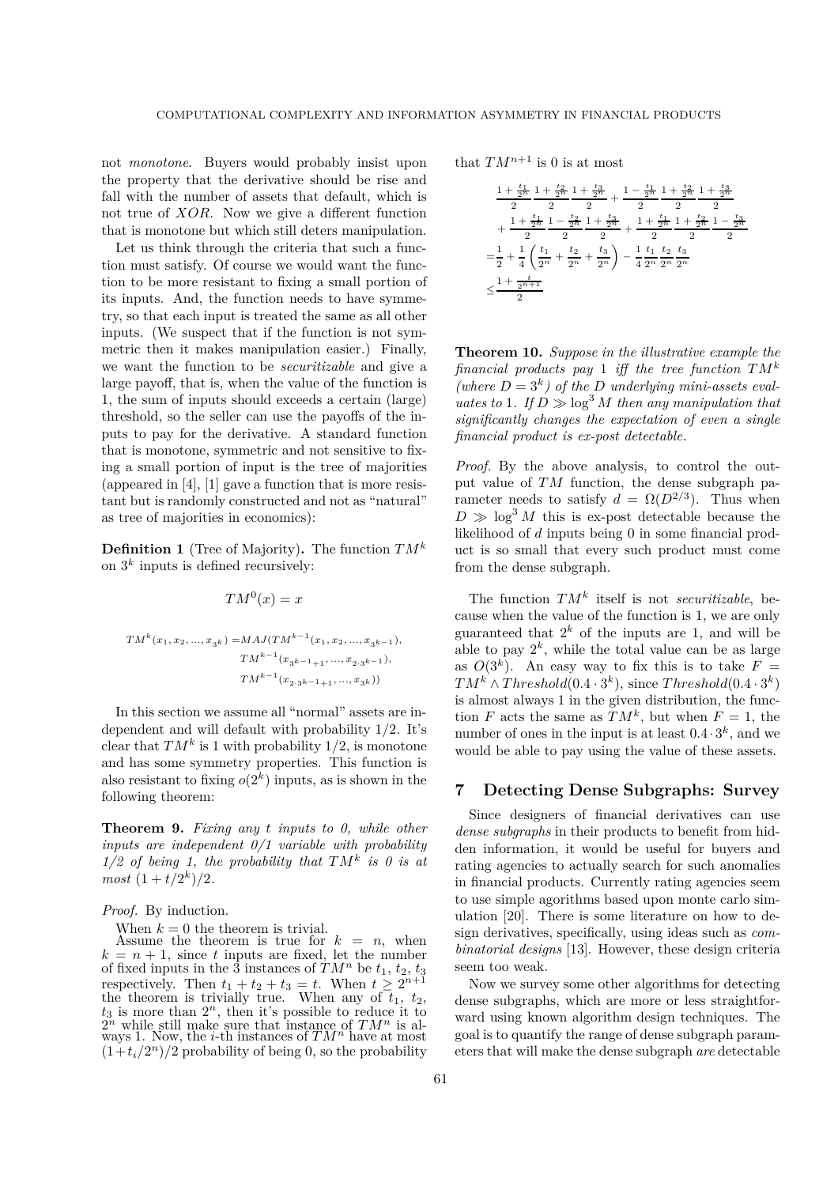not *monotone*. Buyers would probably insist upon the property that the derivative should be rise and fall with the number of assets that default, which is not true of $XOR$. Now we give a different function that is monotone but which still deters manipulation.

Let us think through the criteria that such a function must satisfy. Of course we would want the function to be more resistant to fixing a small portion of its inputs. And, the function needs to have symmetry, so that each input is treated the same as all other inputs. (We suspect that if the function is not symmetric then it makes manipulation easier.) Finally, we want the function to be *securitizable* and give a large payoff, that is, when the value of the function is 1, the sum of inputs should exceeds a certain (large) threshold, so the seller can use the payoffs of the inputs to pay for the derivative. A standard function that is monotone, symmetric and not sensitive to fixing a small portion of input is the tree of majorities (appeared in [4], [1] gave a function that is more resistant but is randomly constructed and not as "natural" as tree of majorities in economics):

**Definition 1** (Tree of Majority)**.** The function $TM^k$ on $3^k$ inputs is defined recursively:

$$TM^0(x) = x$$

$$\begin{aligned} TM^k(x_1, x_2, ..., x_{3^k}) =& MAJ(TM^{k-1}(x_1, x_2, ..., x_{3^{k-1}}), \\ & TM^{k-1}(x_{3^{k-1}+1}, ..., x_{2\cdot 3^{k-1}}), \\ & TM^{k-1}(x_{2\cdot 3^{k-1}+1}, ..., x_{3^k})) \end{aligned}$$

In this section we assume all "normal" assets are independent and will default with probability 1/2. It's clear that $TM^k$ is 1 with probability 1/2, is monotone and has some symmetry properties. This function is also resistant to fixing $o(2^k)$ inputs, as is shown in the following theorem:

**Theorem 9.** *Fixing any $t$ inputs to 0, while other inputs are independent 0/1 variable with probability 1/2 of being 1, the probability that $TM^k$ is 0 is at most $(1 + t/2^k)/2$.*

*Proof.* By induction.

When $k = 0$ the theorem is trivial.
Assume the theorem is true for $k = n$, when $k = n + 1$, since $t$ inputs are fixed, let the number of fixed inputs in the 3 instances of $TM^n$ be $t_1$, $t_2$, $t_3$ respectively. Then $t_1 + t_2 + t_3 = t$. When $t \geq 2^{n+1}$ the theorem is trivially true. When any of $t_1$, $t_2$, $t_3$ is more than $2^n$, then it's possible to reduce it to $2^n$ while still make sure that instance of $TM^n$ is always 1. Now, the $i$-th instances of $TM^n$ have at most $(1+t_i/2^n)/2$ probability of being 0, so the probability that $TM^{n+1}$ is 0 is at most

$$\begin{aligned} &\frac{1+\frac{t_1}{2^n}}{2}\frac{1+\frac{t_2}{2^n}}{2}\frac{1+\frac{t_3}{2^n}}{2} + \frac{1-\frac{t_1}{2^n}}{2}\frac{1+\frac{t_2}{2^n}}{2}\frac{1+\frac{t_3}{2^n}}{2} \\ &+ \frac{1+\frac{t_1}{2^n}}{2}\frac{1-\frac{t_2}{2^n}}{2}\frac{1+\frac{t_3}{2^n}}{2} + \frac{1+\frac{t_1}{2^n}}{2}\frac{1+\frac{t_2}{2^n}}{2}\frac{1-\frac{t_3}{2^n}}{2} \\ =&\frac{1}{2} + \frac{1}{4}\left(\frac{t_1}{2^n} + \frac{t_2}{2^n} + \frac{t_3}{2^n}\right) - \frac{1}{4}\frac{t_1}{2^n}\frac{t_2}{2^n}\frac{t_3}{2^n} \\ \leq& \frac{1+\frac{t}{2^{n+1}}}{2} \end{aligned}$$

**Theorem 10.** *Suppose in the illustrative example the financial products pay 1 iff the tree function $TM^k$ (where $D = 3^k$) of the $D$ underlying mini-assets evaluates to 1. If $D \gg \log^3 M$ then any manipulation that significantly changes the expectation of even a single financial product is ex-post detectable.*

*Proof.* By the above analysis, to control the output value of $TM$ function, the dense subgraph parameter needs to satisfy $d = \Omega(D^{2/3})$. Thus when $D \gg \log^3 M$ this is ex-post detectable because the likelihood of $d$ inputs being 0 in some financial product is so small that every such product must come from the dense subgraph.

The function $TM^k$ itself is not *securitizable*, because when the value of the function is 1, we are only guaranteed that $2^k$ of the inputs are 1, and will be able to pay $2^k$, while the total value can be as large as $O(3^k)$. An easy way to fix this is to take $F = TM^k \wedge Threshold(0.4 \cdot 3^k)$, since $Threshold(0.4 \cdot 3^k)$ is almost always 1 in the given distribution, the function $F$ acts the same as $TM^k$, but when $F = 1$, the number of ones in the input is at least $0.4 \cdot 3^k$, and we would be able to pay using the value of these assets.

## 7 Detecting Dense Subgraphs: Survey

Since designers of financial derivatives can use *dense subgraphs* in their products to benefit from hidden information, it would be useful for buyers and rating agencies to actually search for such anomalies in financial products. Currently rating agencies seem to use simple agorithms based upon monte carlo simulation [20]. There is some literature on how to design derivatives, specifically, using ideas such as *combinatorial designs* [13]. However, these design criteria seem too weak.

Now we survey some other algorithms for detecting dense subgraphs, which are more or less straightforward using known algorithm design techniques. The goal is to quantify the range of dense subgraph parameters that will make the dense subgraph *are* detectable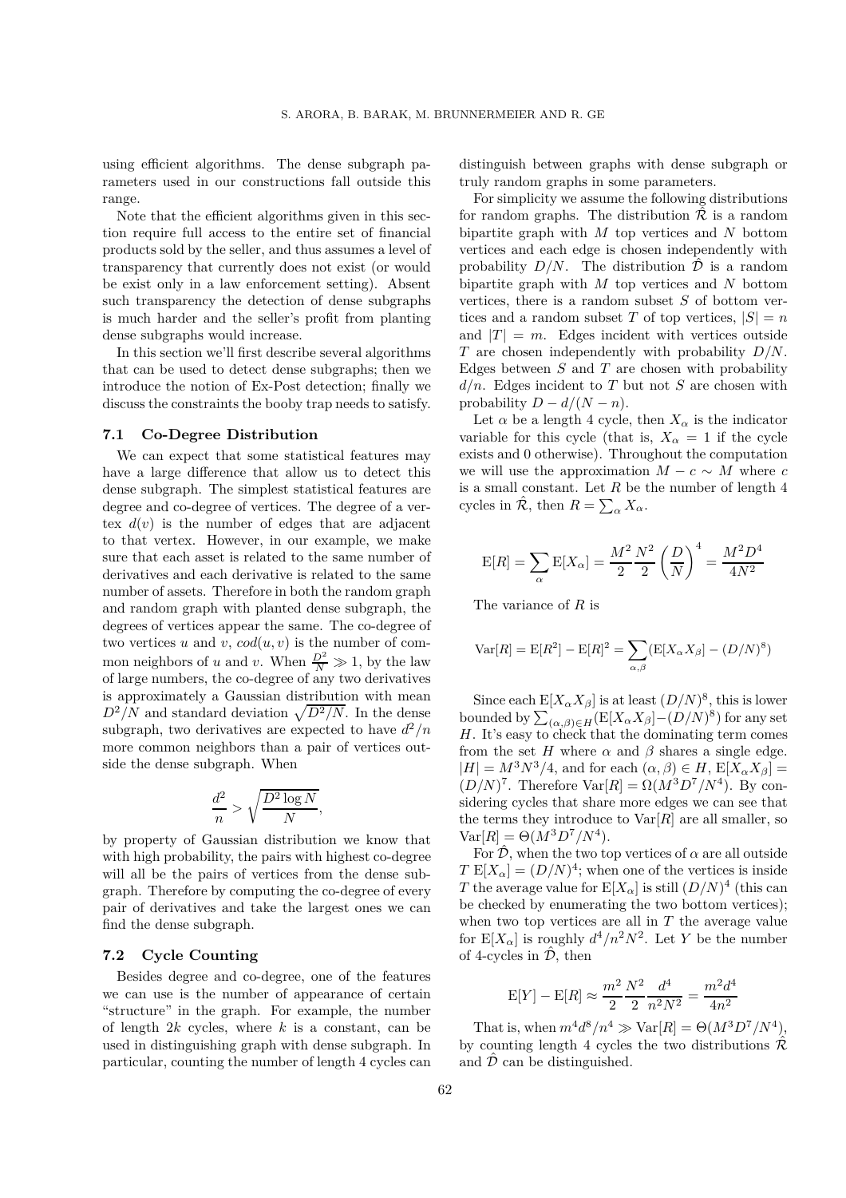using efficient algorithms. The dense subgraph parameters used in our constructions fall outside this range.

Note that the efficient algorithms given in this section require full access to the entire set of financial products sold by the seller, and thus assumes a level of transparency that currently does not exist (or would be exist only in a law enforcement setting). Absent such transparency the detection of dense subgraphs is much harder and the seller's profit from planting dense subgraphs would increase.

In this section we'll first describe several algorithms that can be used to detect dense subgraphs; then we introduce the notion of Ex-Post detection; finally we discuss the constraints the booby trap needs to satisfy.

### 7.1 Co-Degree Distribution

We can expect that some statistical features may have a large difference that allow us to detect this dense subgraph. The simplest statistical features are degree and co-degree of vertices. The degree of a vertex $d(v)$ is the number of edges that are adjacent to that vertex. However, in our example, we make sure that each asset is related to the same number of derivatives and each derivative is related to the same number of assets. Therefore in both the random graph and random graph with planted dense subgraph, the degrees of vertices appear the same. The co-degree of two vertices $u$ and $v$, $cod(u, v)$ is the number of common neighbors of $u$ and $v$. When $\frac{D^2}{N} \gg 1$, by the law of large numbers, the co-degree of any two derivatives is approximately a Gaussian distribution with mean $D^2/N$ and standard deviation $\sqrt{D^2/N}$. In the dense subgraph, two derivatives are expected to have $d^2/n$ more common neighbors than a pair of vertices outside the dense subgraph. When

$$\frac{d^2}{n} > \sqrt{\frac{D^2 \log N}{N}},$$

by property of Gaussian distribution we know that with high probability, the pairs with highest co-degree will all be the pairs of vertices from the dense subgraph. Therefore by computing the co-degree of every pair of derivatives and take the largest ones we can find the dense subgraph.

### 7.2 Cycle Counting

Besides degree and co-degree, one of the features we can use is the number of appearance of certain "structure" in the graph. For example, the number of length $2k$ cycles, where $k$ is a constant, can be used in distinguishing graph with dense subgraph. In particular, counting the number of length 4 cycles can distinguish between graphs with dense subgraph or truly random graphs in some parameters.

For simplicity we assume the following distributions for random graphs. The distribution $\hat{\mathcal{R}}$ is a random bipartite graph with $M$ top vertices and $N$ bottom vertices and each edge is chosen independently with probability $D/N$. The distribution $\hat{\mathcal{D}}$ is a random bipartite graph with $M$ top vertices and $N$ bottom vertices, there is a random subset $S$ of bottom vertices and a random subset $T$ of top vertices, $|S| = n$ and $|T| = m$. Edges incident with vertices outside $T$ are chosen independently with probability $D/N$. Edges between $S$ and $T$ are chosen with probability $d/n$. Edges incident to $T$ but not $S$ are chosen with probability $D - d/(N - n)$.

Let $\alpha$ be a length 4 cycle, then $X_\alpha$ is the indicator variable for this cycle (that is, $X_\alpha = 1$ if the cycle exists and 0 otherwise). Throughout the computation we will use the approximation $M - c \sim M$ where $c$ is a small constant. Let $R$ be the number of length 4 cycles in $\hat{\mathcal{R}}$, then $R = \sum_\alpha X_\alpha$.

$$\mathrm{E}[R] = \sum_\alpha \mathrm{E}[X_\alpha] = \frac{M^2}{2}\frac{N^2}{2}\left(\frac{D}{N}\right)^4 = \frac{M^2 D^4}{4N^2}$$

The variance of $R$ is

$$\mathrm{Var}[R] = \mathrm{E}[R^2] - \mathrm{E}[R]^2 = \sum_{\alpha,\beta}(\mathrm{E}[X_\alpha X_\beta] - (D/N)^8)$$

Since each $\mathrm{E}[X_\alpha X_\beta]$ is at least $(D/N)^8$, this is lower bounded by $\sum_{(\alpha,\beta)\in H}(\mathrm{E}[X_\alpha X_\beta] - (D/N)^8)$ for any set $H$. It's easy to check that the dominating term comes from the set $H$ where $\alpha$ and $\beta$ shares a single edge. $|H| = M^3 N^3/4$, and for each $(\alpha, \beta) \in H$, $\mathrm{E}[X_\alpha X_\beta] = (D/N)^7$. Therefore $\mathrm{Var}[R] = \Omega(M^3 D^7/N^4)$. By considering cycles that share more edges we can see that the terms they introduce to $\mathrm{Var}[R]$ are all smaller, so $\mathrm{Var}[R] = \Theta(M^3 D^7/N^4)$.

For $\hat{\mathcal{D}}$, when the two top vertices of $\alpha$ are all outside $T$ $\mathrm{E}[X_\alpha] = (D/N)^4$; when one of the vertices is inside $T$ the average value for $\mathrm{E}[X_\alpha]$ is still $(D/N)^4$ (this can be checked by enumerating the two bottom vertices); when two top vertices are all in $T$ the average value for $\mathrm{E}[X_\alpha]$ is roughly $d^4/n^2N^2$. Let $Y$ be the number of 4-cycles in $\hat{\mathcal{D}}$, then

$$\mathrm{E}[Y] - \mathrm{E}[R] \approx \frac{m^2}{2}\frac{N^2}{2}\frac{d^4}{n^2N^2} = \frac{m^2 d^4}{4n^2}$$

That is, when $m^4 d^8/n^4 \gg \mathrm{Var}[R] = \Theta(M^3 D^7/N^4)$, by counting length 4 cycles the two distributions $\hat{\mathcal{R}}$ and $\hat{\mathcal{D}}$ can be distinguished.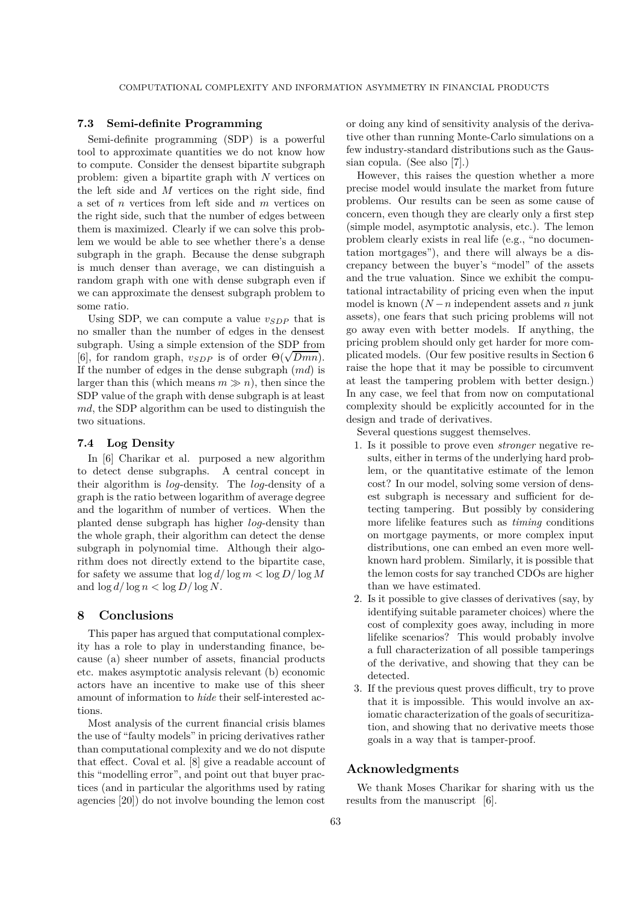### 7.3 Semi-definite Programming

Semi-definite programming (SDP) is a powerful tool to approximate quantities we do not know how to compute. Consider the densest bipartite subgraph problem: given a bipartite graph with $N$ vertices on the left side and $M$ vertices on the right side, find a set of $n$ vertices from left side and $m$ vertices on the right side, such that the number of edges between them is maximized. Clearly if we can solve this problem we would be able to see whether there's a dense subgraph in the graph. Because the dense subgraph is much denser than average, we can distinguish a random graph with one with dense subgraph even if we can approximate the densest subgraph problem to some ratio.

Using SDP, we can compute a value $v_{SDP}$ that is no smaller than the number of edges in the densest subgraph. Using a simple extension of the SDP from [6], for random graph, $v_{SDP}$ is of order $\Theta(\sqrt{Dmn})$. If the number of edges in the dense subgraph ($md$) is larger than this (which means $m \gg n$), then since the SDP value of the graph with dense subgraph is at least $md$, the SDP algorithm can be used to distinguish the two situations.

### 7.4 Log Density

In [6] Charikar et al. purposed a new algorithm to detect dense subgraphs. A central concept in their algorithm is *log*-density. The *log*-density of a graph is the ratio between logarithm of average degree and the logarithm of number of vertices. When the planted dense subgraph has higher *log*-density than the whole graph, their algorithm can detect the dense subgraph in polynomial time. Although their algorithm does not directly extend to the bipartite case, for safety we assume that $\log d/\log m < \log D/\log M$ and $\log d/\log n < \log D/\log N$.

## 8 Conclusions

This paper has argued that computational complexity has a role to play in understanding finance, because (a) sheer number of assets, financial products etc. makes asymptotic analysis relevant (b) economic actors have an incentive to make use of this sheer amount of information to *hide* their self-interested actions.

Most analysis of the current financial crisis blames the use of "faulty models" in pricing derivatives rather than computational complexity and we do not dispute that effect. Coval et al. [8] give a readable account of this "modelling error", and point out that buyer practices (and in particular the algorithms used by rating agencies [20]) do not involve bounding the lemon cost or doing any kind of sensitivity analysis of the derivative other than running Monte-Carlo simulations on a few industry-standard distributions such as the Gaussian copula. (See also [7].)

However, this raises the question whether a more precise model would insulate the market from future problems. Our results can be seen as some cause of concern, even though they are clearly only a first step (simple model, asymptotic analysis, etc.). The lemon problem clearly exists in real life (e.g., "no documentation mortgages"), and there will always be a discrepancy between the buyer's "model" of the assets and the true valuation. Since we exhibit the computational intractability of pricing even when the input model is known ($N-n$ independent assets and $n$ junk assets), one fears that such pricing problems will not go away even with better models. If anything, the pricing problem should only get harder for more complicated models. (Our few positive results in Section 6 raise the hope that it may be possible to circumvent at least the tampering problem with better design.) In any case, we feel that from now on computational complexity should be explicitly accounted for in the design and trade of derivatives.

Several questions suggest themselves.

1. Is it possible to prove even *stronger* negative results, either in terms of the underlying hard problem, or the quantitative estimate of the lemon cost? In our model, solving some version of densest subgraph is necessary and sufficient for detecting tampering. But possibly by considering more lifelike features such as *timing* conditions on mortgage payments, or more complex input distributions, one can embed an even more well-known hard problem. Similarly, it is possible that the lemon costs for say tranched CDOs are higher than we have estimated.
2. Is it possible to give classes of derivatives (say, by identifying suitable parameter choices) where the cost of complexity goes away, including in more lifelike scenarios? This would probably involve a full characterization of all possible tamperings of the derivative, and showing that they can be detected.
3. If the previous quest proves difficult, try to prove that it is impossible. This would involve an axiomatic characterization of the goals of securitization, and showing that no derivative meets those goals in a way that is tamper-proof.

## Acknowledgments

We thank Moses Charikar for sharing with us the results from the manuscript [6].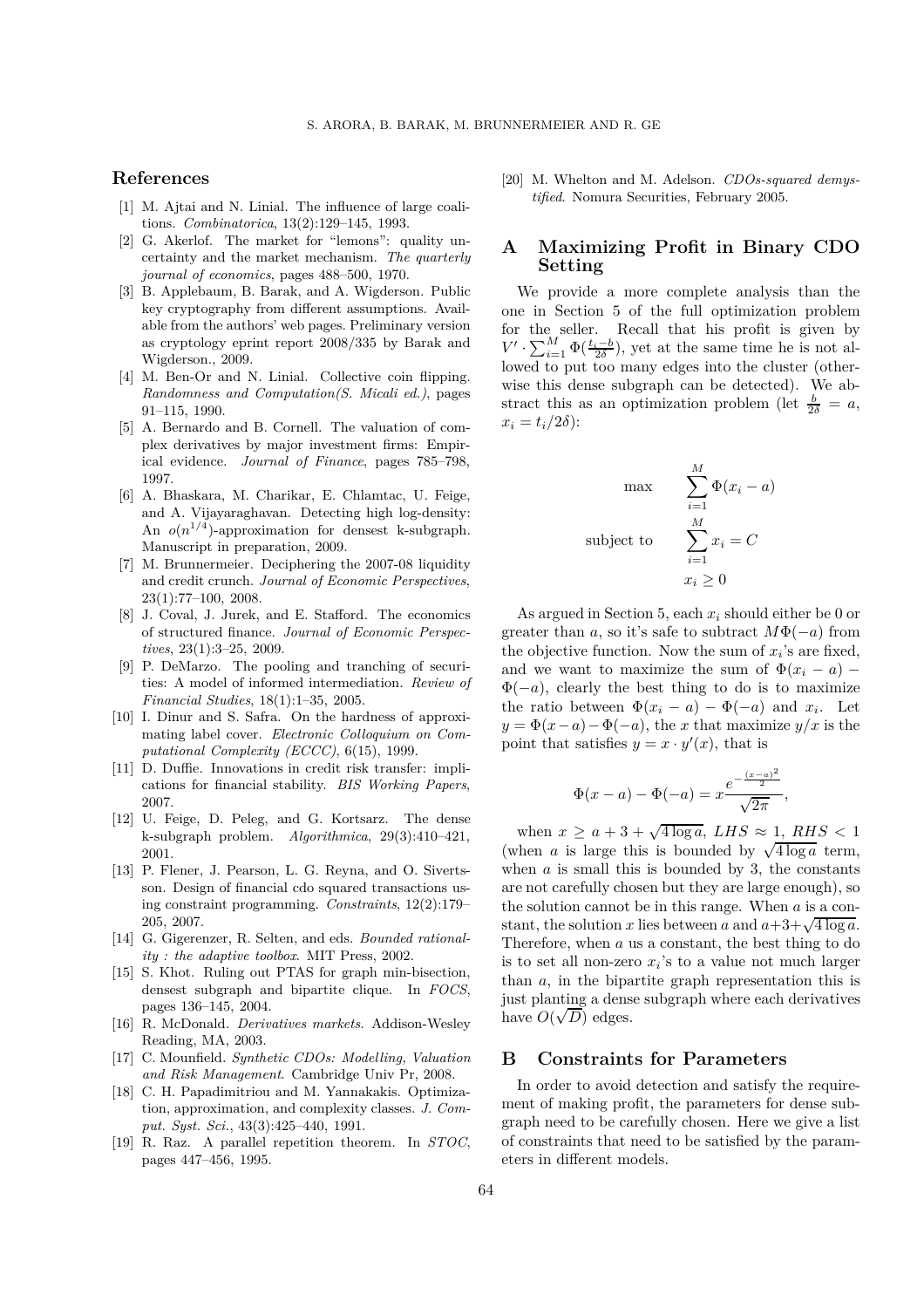## References

[1] M. Ajtai and N. Linial. The influence of large coalitions. *Combinatorica*, 13(2):129–145, 1993.

[2] G. Akerlof. The market for "lemons": quality uncertainty and the market mechanism. *The quarterly journal of economics*, pages 488–500, 1970.

[3] B. Applebaum, B. Barak, and A. Wigderson. Public key cryptography from different assumptions. Available from the authors' web pages. Preliminary version as cryptology eprint report 2008/335 by Barak and Wigderson., 2009.

[4] M. Ben-Or and N. Linial. Collective coin flipping. *Randomness and Computation(S. Micali ed.)*, pages 91–115, 1990.

[5] A. Bernardo and B. Cornell. The valuation of complex derivatives by major investment firms: Empirical evidence. *Journal of Finance*, pages 785–798, 1997.

[6] A. Bhaskara, M. Charikar, E. Chlamtac, U. Feige, and A. Vijayaraghavan. Detecting high log-density: An $o(n^{1/4})$-approximation for densest k-subgraph. Manuscript in preparation, 2009.

[7] M. Brunnermeier. Deciphering the 2007-08 liquidity and credit crunch. *Journal of Economic Perspectives*, 23(1):77–100, 2008.

[8] J. Coval, J. Jurek, and E. Stafford. The economics of structured finance. *Journal of Economic Perspectives*, 23(1):3–25, 2009.

[9] P. DeMarzo. The pooling and tranching of securities: A model of informed intermediation. *Review of Financial Studies*, 18(1):1–35, 2005.

[10] I. Dinur and S. Safra. On the hardness of approximating label cover. *Electronic Colloquium on Computational Complexity (ECCC)*, 6(15), 1999.

[11] D. Duffie. Innovations in credit risk transfer: implications for financial stability. *BIS Working Papers*, 2007.

[12] U. Feige, D. Peleg, and G. Kortsarz. The dense k-subgraph problem. *Algorithmica*, 29(3):410–421, 2001.

[13] P. Flener, J. Pearson, L. G. Reyna, and O. Sivertsson. Design of financial cdo squared transactions using constraint programming. *Constraints*, 12(2):179–205, 2007.

[14] G. Gigerenzer, R. Selten, and eds. *Bounded rationality : the adaptive toolbox*. MIT Press, 2002.

[15] S. Khot. Ruling out PTAS for graph min-bisection, densest subgraph and bipartite clique. In *FOCS*, pages 136–145, 2004.

[16] R. McDonald. *Derivatives markets*. Addison-Wesley Reading, MA, 2003.

[17] C. Mounfield. *Synthetic CDOs: Modelling, Valuation and Risk Management*. Cambridge Univ Pr, 2008.

[18] C. H. Papadimitriou and M. Yannakakis. Optimization, approximation, and complexity classes. *J. Comput. Syst. Sci.*, 43(3):425–440, 1991.

[19] R. Raz. A parallel repetition theorem. In *STOC*, pages 447–456, 1995.

[20] M. Whelton and M. Adelson. *CDOs-squared demystified*. Nomura Securities, February 2005.

## A Maximizing Profit in Binary CDO Setting

We provide a more complete analysis than the one in Section 5 of the full optimization problem for the seller. Recall that his profit is given by $V' \cdot \sum_{i=1}^{M} \Phi(\frac{t_i - b}{2\delta})$, yet at the same time he is not allowed to put too many edges into the cluster (otherwise this dense subgraph can be detected). We abstract this as an optimization problem (let $\frac{b}{2\delta} = a$, $x_i = t_i/2\delta$):

$$\begin{aligned} \max \quad & \sum_{i=1}^{M} \Phi(x_i - a) \\ \text{subject to} \quad & \sum_{i=1}^{M} x_i = C \\ & x_i \geq 0 \end{aligned}$$

As argued in Section 5, each $x_i$ should either be 0 or greater than $a$, so it's safe to subtract $M\Phi(-a)$ from the objective function. Now the sum of $x_i$'s are fixed, and we want to maximize the sum of $\Phi(x_i - a) - \Phi(-a)$, clearly the best thing to do is to maximize the ratio between $\Phi(x_i - a) - \Phi(-a)$ and $x_i$. Let $y = \Phi(x-a) - \Phi(-a)$, the $x$ that maximize $y/x$ is the point that satisfies $y = x \cdot y'(x)$, that is

$$\Phi(x-a) - \Phi(-a) = x \frac{e^{-\frac{(x-a)^2}{2}}}{\sqrt{2\pi}},$$

when $x \geq a + 3 + \sqrt{4 \log a}$, $LHS \approx 1$, $RHS < 1$ (when $a$ is large this is bounded by $\sqrt{4 \log a}$ term, when $a$ is small this is bounded by 3, the constants are not carefully chosen but they are large enough), so the solution cannot be in this range. When $a$ is a constant, the solution $x$ lies between $a$ and $a+3+\sqrt{4\log a}$. Therefore, when $a$ us a constant, the best thing to do is to set all non-zero $x_i$'s to a value not much larger than $a$, in the bipartite graph representation this is just planting a dense subgraph where each derivatives have $O(\sqrt{D})$ edges.

## B Constraints for Parameters

In order to avoid detection and satisfy the requirement of making profit, the parameters for dense subgraph need to be carefully chosen. Here we give a list of constraints that need to be satisfied by the parameters in different models.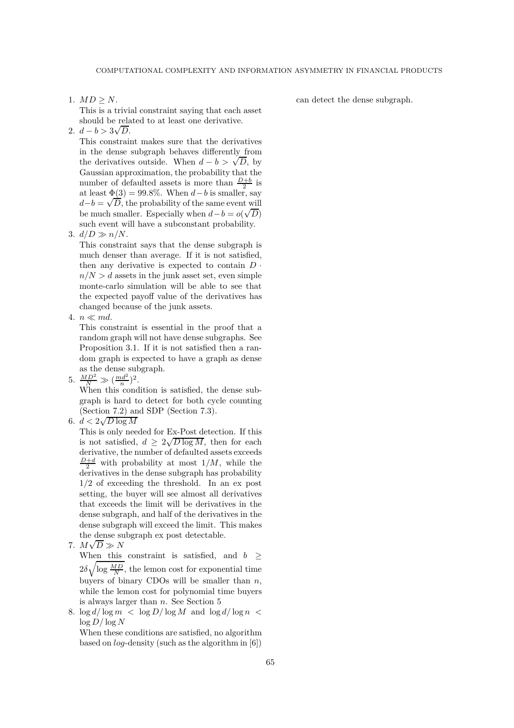1. $MD \geq N$.

   This is a trivial constraint saying that each asset should be related to at least one derivative.

2. $d - b > 3\sqrt{D}$.

   This constraint makes sure that the derivatives in the dense subgraph behaves differently from the derivatives outside. When $d - b > \sqrt{D}$, by Gaussian approximation, the probability that the number of defaulted assets is more than $\frac{D+b}{2}$ is at least $\Phi(3) = 99.8\%$. When $d - b$ is smaller, say $d - b = \sqrt{D}$, the probability of the same event will be much smaller. Especially when $d - b = o(\sqrt{D})$ such event will have a subconstant probability.

3. $d/D \gg n/N$.

   This constraint says that the dense subgraph is much denser than average. If it is not satisfied, then any derivative is expected to contain $D \cdot n/N > d$ assets in the junk asset set, even simple monte-carlo simulation will be able to see that the expected payoff value of the derivatives has changed because of the junk assets.

4. $n \ll md$.

   This constraint is essential in the proof that a random graph will not have dense subgraphs. See Proposition 3.1. If it is not satisfied then a random graph is expected to have a graph as dense as the dense subgraph.

5. $\frac{MD^2}{N} \gg (\frac{md^2}{n})^2$.

   When this condition is satisfied, the dense subgraph is hard to detect for both cycle counting (Section 7.2) and SDP (Section 7.3).

6. $d < 2\sqrt{D \log M}$

   This is only needed for Ex-Post detection. If this is not satisfied, $d \geq 2\sqrt{D \log M}$, then for each derivative, the number of defaulted assets exceeds $\frac{D+d}{2}$ with probability at most $1/M$, while the derivatives in the dense subgraph has probability $1/2$ of exceeding the threshold. In an ex post setting, the buyer will see almost all derivatives that exceeds the limit will be derivatives in the dense subgraph, and half of the derivatives in the dense subgraph will exceed the limit. This makes the dense subgraph ex post detectable.

7. $M\sqrt{D} \gg N$

   When this constraint is satisfied, and $b \geq 2\delta\sqrt{\log \frac{MD}{N}}$, the lemon cost for exponential time buyers of binary CDOs will be smaller than $n$, while the lemon cost for polynomial time buyers is always larger than $n$. See Section 5

8. $\log d/\log m < \log D/\log M$ and $\log d/\log n < \log D/\log N$

   When these conditions are satisfied, no algorithm based on *log*-density (such as the algorithm in [6]) can detect the dense subgraph.